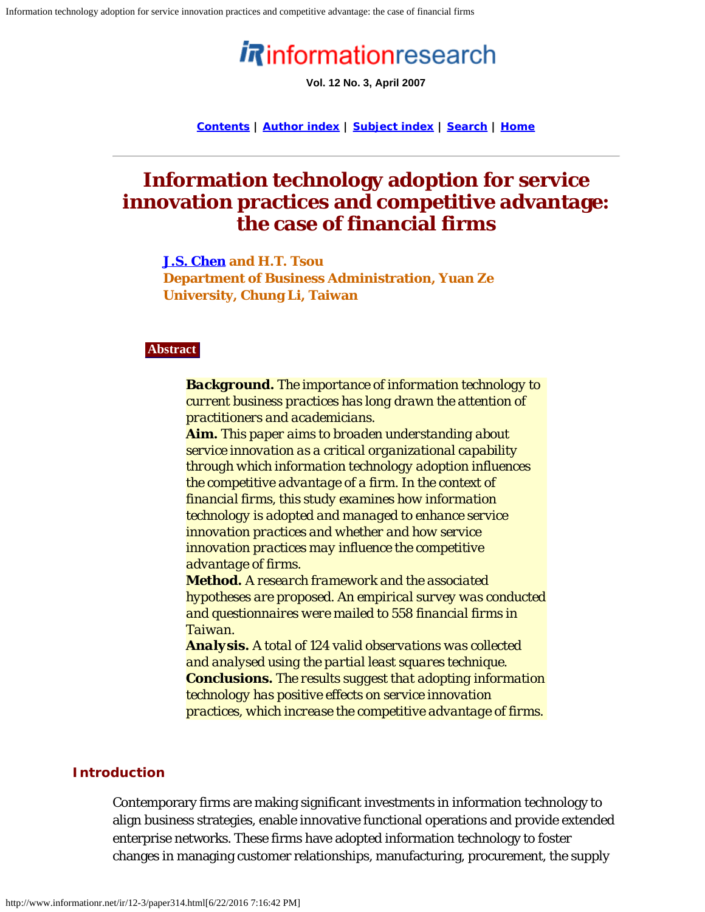# Information technology adoption for service innovation practices and competitive advantage: the case of financial firms

**J.S. Chen and H.T. Tsou**
**Department of Business Administration, Yuan Ze University, Chung Li, Taiwan**

#### Abstract

> ***Background.*** *The importance of information technology to current business practices has long drawn the attention of practitioners and academicians.*
> ***Aim.*** *This paper aims to broaden understanding about service innovation as a critical organizational capability through which information technology adoption influences the competitive advantage of a firm. In the context of financial firms, this study examines how information technology is adopted and managed to enhance service innovation practices and whether and how service innovation practices may influence the competitive advantage of firms.*
> ***Method.*** *A research framework and the associated hypotheses are proposed. An empirical survey was conducted and questionnaires were mailed to 558 financial firms in Taiwan.*
> ***Analysis.*** *A total of 124 valid observations was collected and analysed using the partial least squares technique.*
> ***Conclusions.*** *The results suggest that adopting information technology has positive effects on service innovation practices, which increase the competitive advantage of firms.*

## Introduction

Contemporary firms are making significant investments in information technology to align business strategies, enable innovative functional operations and provide extended enterprise networks. These firms have adopted information technology to foster changes in managing customer relationships, manufacturing, procurement, the supply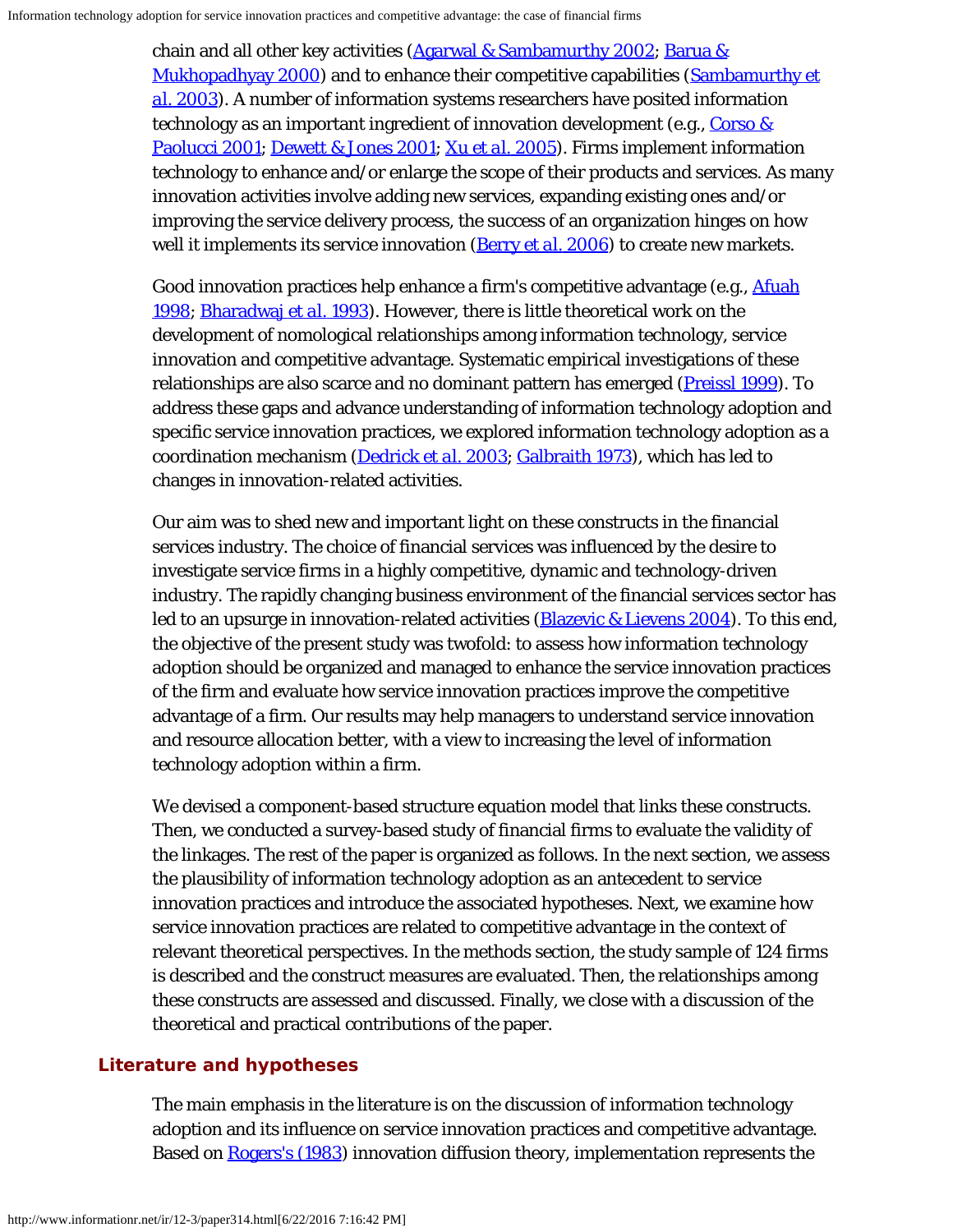chain and all other key activities (Agarwal & Sambamurthy 2002; Barua & Mukhopadhyay 2000) and to enhance their competitive capabilities (Sambamurthy et al. 2003). A number of information systems researchers have posited information technology as an important ingredient of innovation development (e.g., Corso & Paolucci 2001; Dewett & Jones 2001; Xu et al. 2005). Firms implement information technology to enhance and/or enlarge the scope of their products and services. As many innovation activities involve adding new services, expanding existing ones and/or improving the service delivery process, the success of an organization hinges on how well it implements its service innovation (Berry et al. 2006) to create new markets.

Good innovation practices help enhance a firm's competitive advantage (e.g., Afuah 1998; Bharadwaj et al. 1993). However, there is little theoretical work on the development of nomological relationships among information technology, service innovation and competitive advantage. Systematic empirical investigations of these relationships are also scarce and no dominant pattern has emerged (Preissl 1999). To address these gaps and advance understanding of information technology adoption and specific service innovation practices, we explored information technology adoption as a coordination mechanism (Dedrick et al. 2003; Galbraith 1973), which has led to changes in innovation-related activities.

Our aim was to shed new and important light on these constructs in the financial services industry. The choice of financial services was influenced by the desire to investigate service firms in a highly competitive, dynamic and technology-driven industry. The rapidly changing business environment of the financial services sector has led to an upsurge in innovation-related activities (Blazevic & Lievens 2004). To this end, the objective of the present study was twofold: to assess how information technology adoption should be organized and managed to enhance the service innovation practices of the firm and evaluate how service innovation practices improve the competitive advantage of a firm. Our results may help managers to understand service innovation and resource allocation better, with a view to increasing the level of information technology adoption within a firm.

We devised a component-based structure equation model that links these constructs. Then, we conducted a survey-based study of financial firms to evaluate the validity of the linkages. The rest of the paper is organized as follows. In the next section, we assess the plausibility of information technology adoption as an antecedent to service innovation practices and introduce the associated hypotheses. Next, we examine how service innovation practices are related to competitive advantage in the context of relevant theoretical perspectives. In the methods section, the study sample of 124 firms is described and the construct measures are evaluated. Then, the relationships among these constructs are assessed and discussed. Finally, we close with a discussion of the theoretical and practical contributions of the paper.

## Literature and hypotheses

The main emphasis in the literature is on the discussion of information technology adoption and its influence on service innovation practices and competitive advantage. Based on Rogers's (1983) innovation diffusion theory, implementation represents the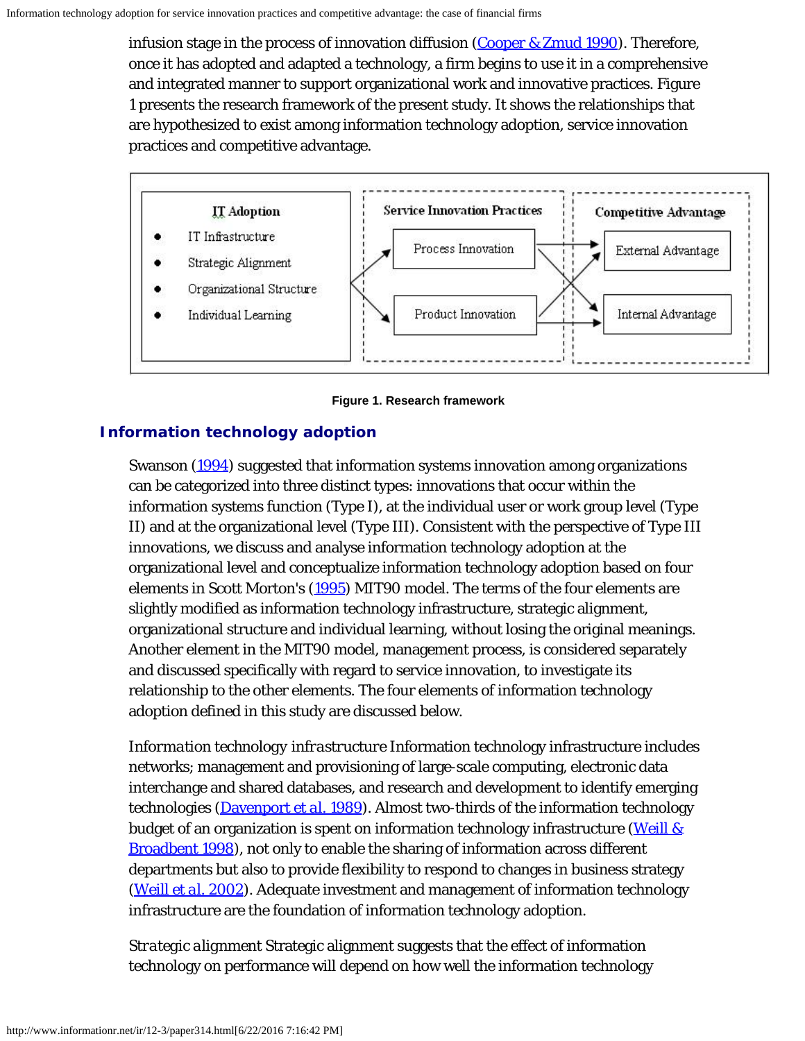infusion stage in the process of innovation diffusion (Cooper & Zmud 1990). Therefore, once it has adopted and adapted a technology, a firm begins to use it in a comprehensive and integrated manner to support organizational work and innovative practices. Figure 1 presents the research framework of the present study. It shows the relationships that are hypothesized to exist among information technology adoption, service innovation practices and competitive advantage.

**Figure 1. Research framework**

## Information technology adoption

Swanson (1994) suggested that information systems innovation among organizations can be categorized into three distinct types: innovations that occur within the information systems function (Type I), at the individual user or work group level (Type II) and at the organizational level (Type III). Consistent with the perspective of Type III innovations, we discuss and analyse information technology adoption at the organizational level and conceptualize information technology adoption based on four elements in Scott Morton's (1995) MIT90 model. The terms of the four elements are slightly modified as information technology infrastructure, strategic alignment, organizational structure and individual learning, without losing the original meanings. Another element in the MIT90 model, management process, is considered separately and discussed specifically with regard to service innovation, to investigate its relationship to the other elements. The four elements of information technology adoption defined in this study are discussed below.

*Information technology infrastructure* Information technology infrastructure includes networks; management and provisioning of large-scale computing, electronic data interchange and shared databases, and research and development to identify emerging technologies (Davenport et al. 1989). Almost two-thirds of the information technology budget of an organization is spent on information technology infrastructure (Weill & Broadbent 1998), not only to enable the sharing of information across different departments but also to provide flexibility to respond to changes in business strategy (Weill et al. 2002). Adequate investment and management of information technology infrastructure are the foundation of information technology adoption.

*Strategic alignment* Strategic alignment suggests that the effect of information technology on performance will depend on how well the information technology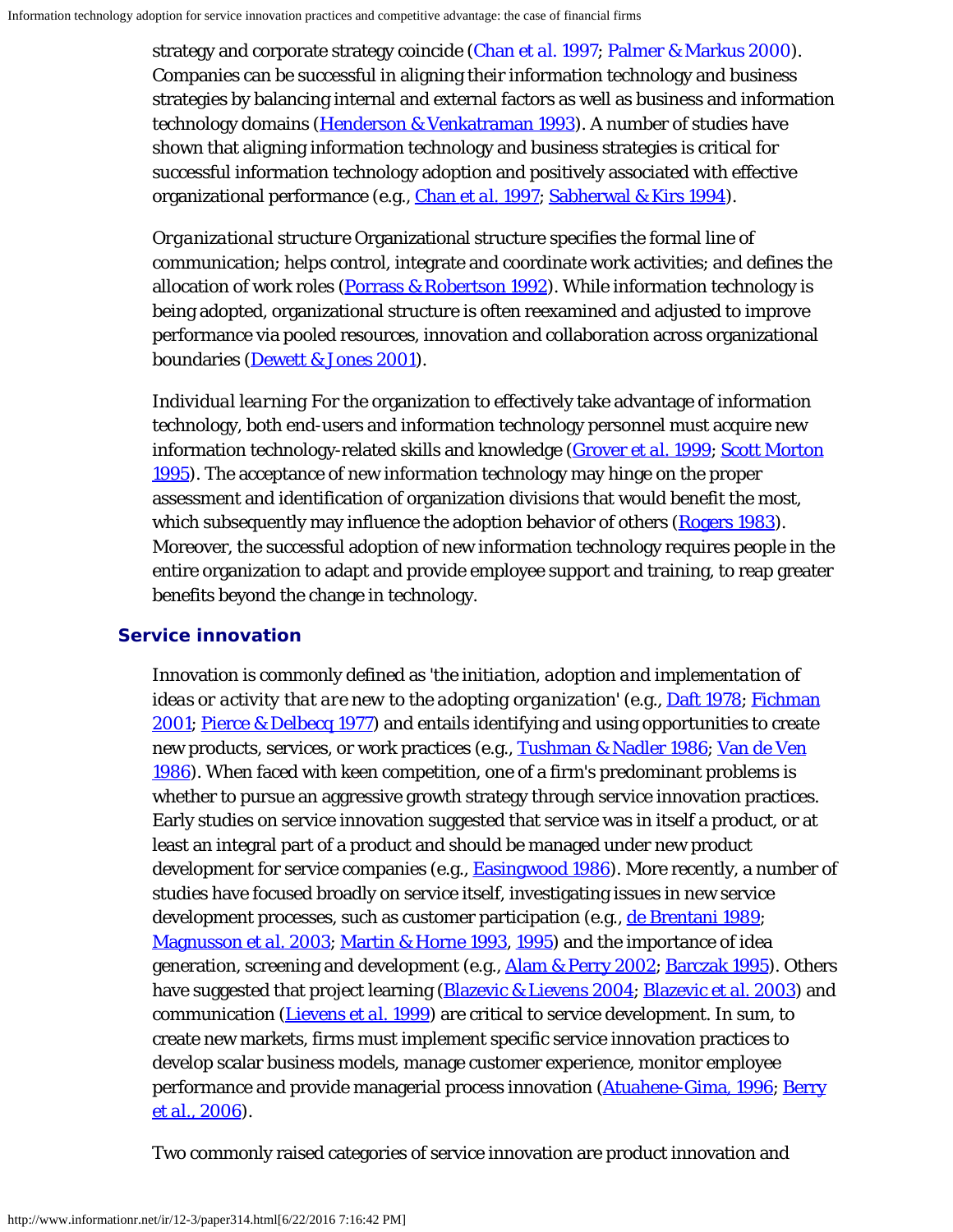strategy and corporate strategy coincide (Chan *et al.* 1997; Palmer & Markus 2000). Companies can be successful in aligning their information technology and business strategies by balancing internal and external factors as well as business and information technology domains (Henderson & Venkatraman 1993). A number of studies have shown that aligning information technology and business strategies is critical for successful information technology adoption and positively associated with effective organizational performance (e.g., Chan *et al.* 1997; Sabherwal & Kirs 1994).

*Organizational structure* Organizational structure specifies the formal line of communication; helps control, integrate and coordinate work activities; and defines the allocation of work roles (Porrass & Robertson 1992). While information technology is being adopted, organizational structure is often reexamined and adjusted to improve performance via pooled resources, innovation and collaboration across organizational boundaries (Dewett & Jones 2001).

*Individual learning* For the organization to effectively take advantage of information technology, both end-users and information technology personnel must acquire new information technology-related skills and knowledge (Grover *et al.* 1999; Scott Morton 1995). The acceptance of new information technology may hinge on the proper assessment and identification of organization divisions that would benefit the most, which subsequently may influence the adoption behavior of others (Rogers 1983). Moreover, the successful adoption of new information technology requires people in the entire organization to adapt and provide employee support and training, to reap greater benefits beyond the change in technology.

## Service innovation

Innovation is commonly defined as '*the initiation, adoption and implementation of ideas or activity that are new to the adopting organization*' (e.g., Daft 1978; Fichman 2001; Pierce & Delbecq 1977) and entails identifying and using opportunities to create new products, services, or work practices (e.g., Tushman & Nadler 1986; Van de Ven 1986). When faced with keen competition, one of a firm's predominant problems is whether to pursue an aggressive growth strategy through service innovation practices. Early studies on service innovation suggested that service was in itself a product, or at least an integral part of a product and should be managed under new product development for service companies (e.g., Easingwood 1986). More recently, a number of studies have focused broadly on service itself, investigating issues in new service development processes, such as customer participation (e.g., de Brentani 1989; Magnusson *et al.* 2003; Martin & Horne 1993, 1995) and the importance of idea generation, screening and development (e.g., Alam & Perry 2002; Barczak 1995). Others have suggested that project learning (Blazevic & Lievens 2004; Blazevic *et al.* 2003) and communication (Lievens *et al.* 1999) are critical to service development. In sum, to create new markets, firms must implement specific service innovation practices to develop scalar business models, manage customer experience, monitor employee performance and provide managerial process innovation (Atuahene-Gima, 1996; Berry et al., 2006).

Two commonly raised categories of service innovation are product innovation and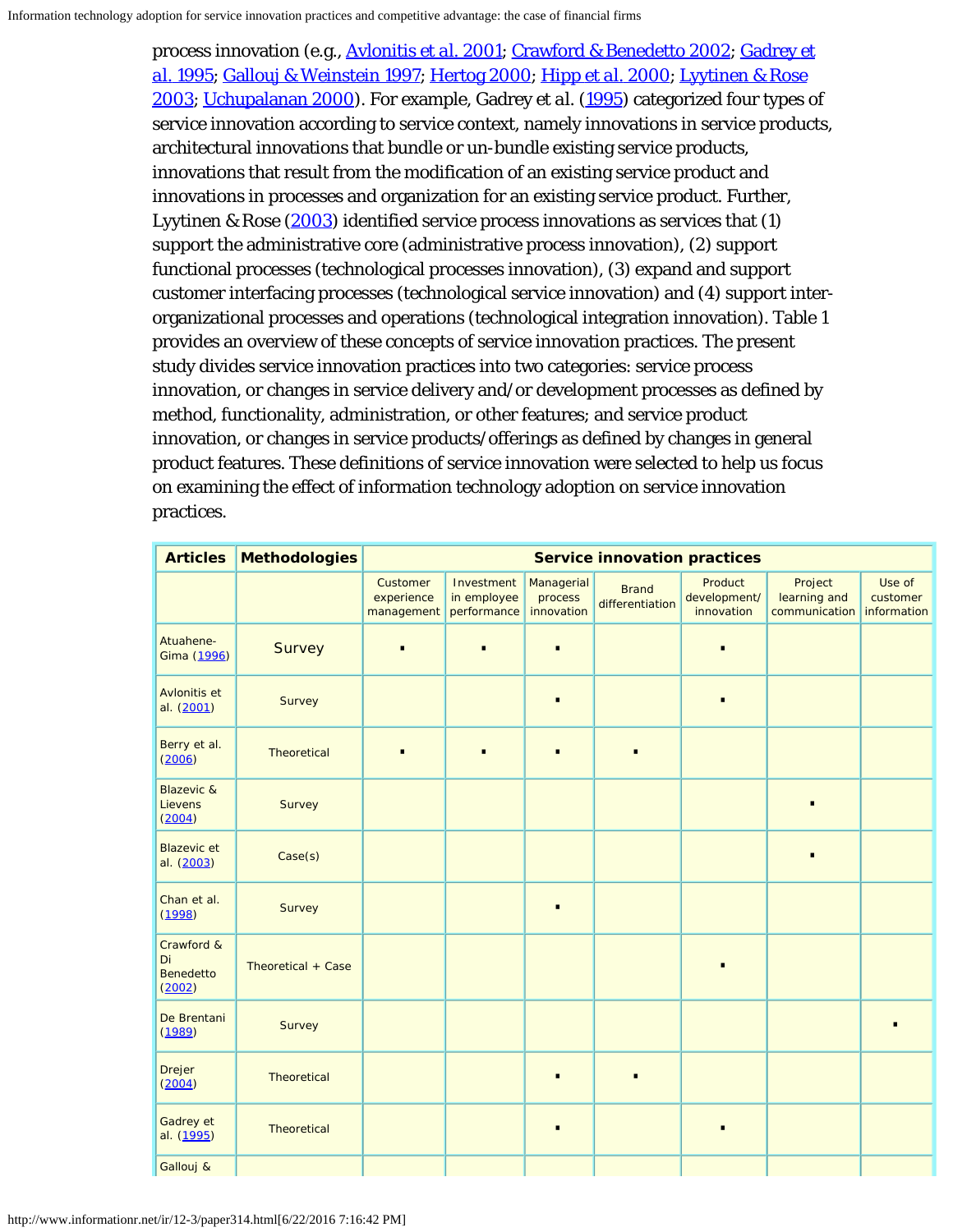process innovation (e.g., Avlonitis et al. 2001; Crawford & Benedetto 2002; Gadrey et al. 1995; Gallouj & Weinstein 1997; Hertog 2000; Hipp et al. 2000; Lyytinen & Rose 2003; Uchupalanan 2000). For example, Gadrey et al. (1995) categorized four types of service innovation according to service context, namely innovations in service products, architectural innovations that bundle or un-bundle existing service products, innovations that result from the modification of an existing service product and innovations in processes and organization for an existing service product. Further, Lyytinen & Rose (2003) identified service process innovations as services that (1) support the administrative core (administrative process innovation), (2) support functional processes (technological processes innovation), (3) expand and support customer interfacing processes (technological service innovation) and (4) support inter-organizational processes and operations (technological integration innovation). Table 1 provides an overview of these concepts of service innovation practices. The present study divides service innovation practices into two categories: service process innovation, or changes in service delivery and/or development processes as defined by method, functionality, administration, or other features; and service product innovation, or changes in service products/offerings as defined by changes in general product features. These definitions of service innovation were selected to help us focus on examining the effect of information technology adoption on service innovation practices.

| Articles | Methodologies | Service innovation practices | | | | | | |
|---|---|---|---|---|---|---|---|---|
| | | Customer experience management | Investment in employee performance | Managerial process innovation | Brand differentiation | Product development/ innovation | Project learning and communication | Use of customer information |
| Atuahene-Gima (1996) | Survey | ▪ | ▪ | ▪ | | ▪ | | |
| Avlonitis et al. (2001) | Survey | | | ▪ | | ▪ | | |
| Berry et al. (2006) | Theoretical | ▪ | ▪ | ▪ | ▪ | | | |
| Blazevic & Lievens (2004) | Survey | | | | | | ▪ | |
| Blazevic et al. (2003) | Case(s) | | | | | | ▪ | |
| Chan et al. (1998) | Survey | | | ▪ | | | | |
| Crawford & Di Benedetto (2002) | Theoretical + Case | | | | | ▪ | | |
| De Brentani (1989) | Survey | | | | | | | ▪ |
| Drejer (2004) | Theoretical | | | ▪ | ▪ | | | |
| Gadrey et al. (1995) | Theoretical | | | ▪ | | ▪ | | |
| Gallouj & | | | | | | | | |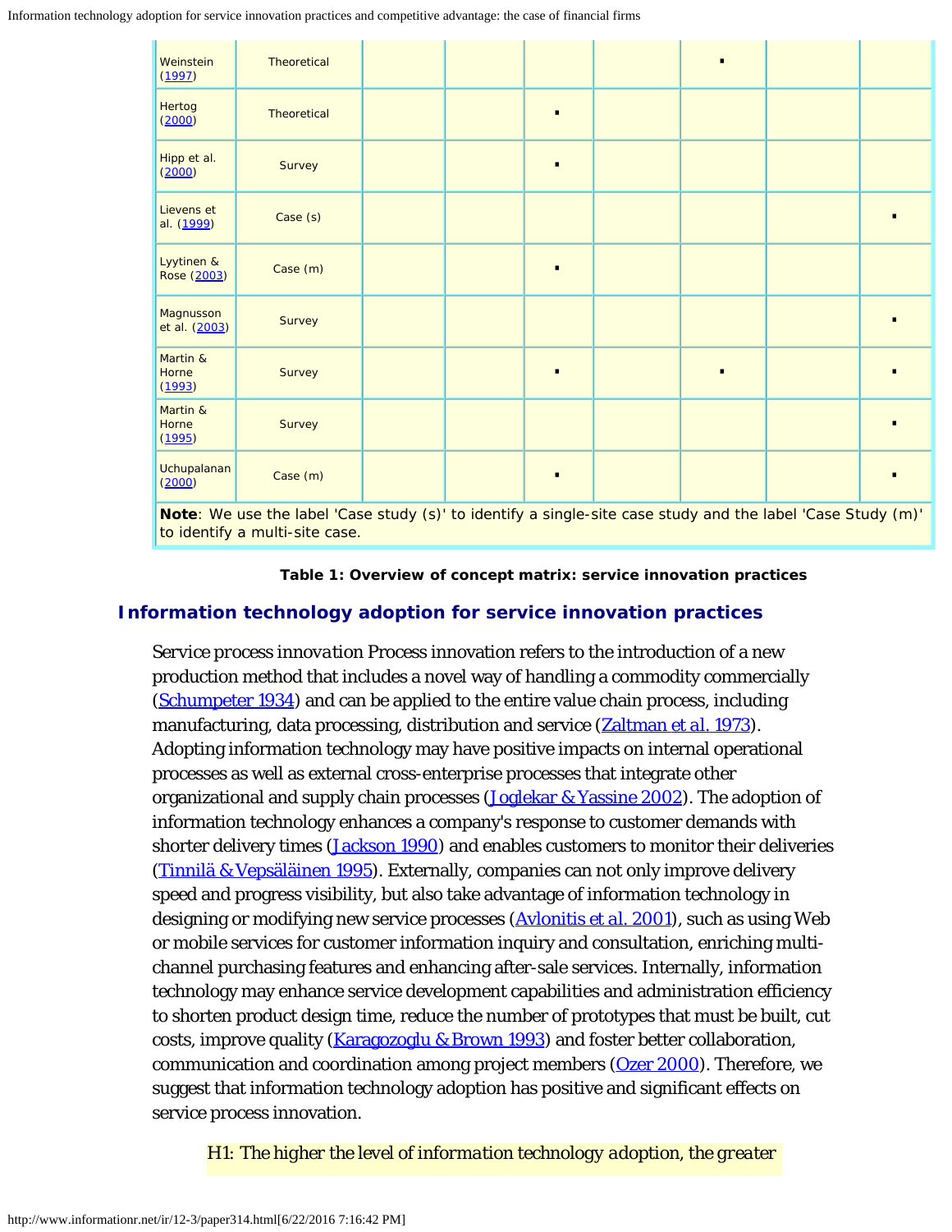| | | | | | | | | |
|---|---|---|---|---|---|---|---|---|
| Weinstein (1997) | Theoretical | | | | | ▪ | | |
| Hertog (2000) | Theoretical | | | ▪ | | | | |
| Hipp et al. (2000) | Survey | | | ▪ | | | | |
| Lievens et al. (1999) | Case (s) | | | | | | | ▪ |
| Lyytinen & Rose (2003) | Case (m) | | | ▪ | | | | |
| Magnusson et al. (2003) | Survey | | | | | | | ▪ |
| Martin & Horne (1993) | Survey | | | ▪ | | ▪ | | ▪ |
| Martin & Horne (1995) | Survey | | | | | | | ▪ |
| Uchupalanan (2000) | Case (m) | | | ▪ | | | | ▪ |

**Note**: We use the label 'Case study (s)' to identify a single-site case study and the label 'Case Study (m)' to identify a multi-site case.

**Table 1: Overview of concept matrix: service innovation practices**

## Information technology adoption for service innovation practices

Service process *innovation* Process innovation refers to the introduction of a new production method that includes a novel way of handling a commodity commercially (Schumpeter 1934) and can be applied to the entire value chain process, including manufacturing, data processing, distribution and service (Zaltman et al. 1973). Adopting information technology may have positive impacts on internal operational processes as well as external cross-enterprise processes that integrate other organizational and supply chain processes (Joglekar & Yassine 2002). The adoption of information technology enhances a company's response to customer demands with shorter delivery times (Jackson 1990) and enables customers to monitor their deliveries (Tinnilä & Vepsäläinen 1995). Externally, companies can not only improve delivery speed and progress visibility, but also take advantage of information technology in designing or modifying new service processes (Avlonitis et al. 2001), such as using Web or mobile services for customer information inquiry and consultation, enriching multi-channel purchasing features and enhancing after-sale services. Internally, information technology may enhance service development capabilities and administration efficiency to shorten product design time, reduce the number of prototypes that must be built, cut costs, improve quality (Karagozoglu & Brown 1993) and foster better collaboration, communication and coordination among project members (Ozer 2000). Therefore, we suggest that information technology adoption has positive and significant effects on service process innovation.

*H1: The higher the level of information technology adoption, the greater*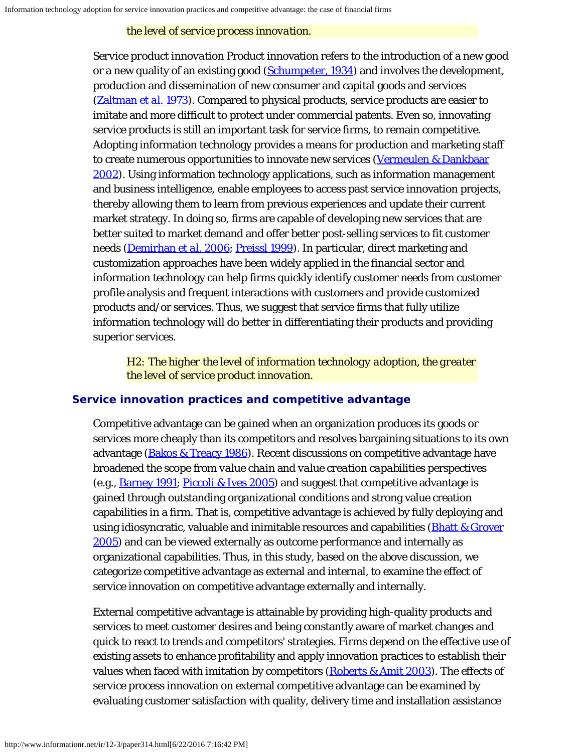*the level of service process innovation.*

*Service product innovation* Product innovation refers to the introduction of a new good or a new quality of an existing good (Schumpeter, 1934) and involves the development, production and dissemination of new consumer and capital goods and services (Zaltman *et al.* 1973). Compared to physical products, service products are easier to imitate and more difficult to protect under commercial patents. Even so, innovating service products is still an important task for service firms, to remain competitive. Adopting information technology provides a means for production and marketing staff to create numerous opportunities to innovate new services (Vermeulen & Dankbaar 2002). Using information technology applications, such as information management and business intelligence, enable employees to access past service innovation projects, thereby allowing them to learn from previous experiences and update their current market strategy. In doing so, firms are capable of developing new services that are better suited to market demand and offer better post-selling services to fit customer needs (Demirhan *et al.* 2006; Preissl 1999). In particular, direct marketing and customization approaches have been widely applied in the financial sector and information technology can help firms quickly identify customer needs from customer profile analysis and frequent interactions with customers and provide customized products and/or services. Thus, we suggest that service firms that fully utilize information technology will do better in differentiating their products and providing superior services.

*H2: The higher the level of information technology adoption, the greater the level of service product innovation.*

## Service innovation practices and competitive advantage

Competitive advantage can be gained when an organization produces its goods or services more cheaply than its competitors and resolves bargaining situations to its own advantage (Bakos & Treacy 1986). Recent discussions on competitive advantage have broadened the scope from *value chain* and *value creation capabilities* perspectives (e.g., Barney 1991; Piccoli & Ives 2005) and suggest that competitive advantage is gained through outstanding organizational conditions and strong value creation capabilities in a firm. That is, competitive advantage is achieved by fully deploying and using idiosyncratic, valuable and inimitable resources and capabilities (Bhatt & Grover 2005) and can be viewed externally as outcome performance and internally as organizational capabilities. Thus, in this study, based on the above discussion, we categorize competitive advantage as external and internal, to examine the effect of service innovation on competitive advantage externally and internally.

External competitive advantage is attainable by providing high-quality products and services to meet customer desires and being constantly aware of market changes and quick to react to trends and competitors' strategies. Firms depend on the effective use of existing assets to enhance profitability and apply innovation practices to establish their values when faced with imitation by competitors (Roberts & Amit 2003). The effects of service process innovation on external competitive advantage can be examined by evaluating customer satisfaction with quality, delivery time and installation assistance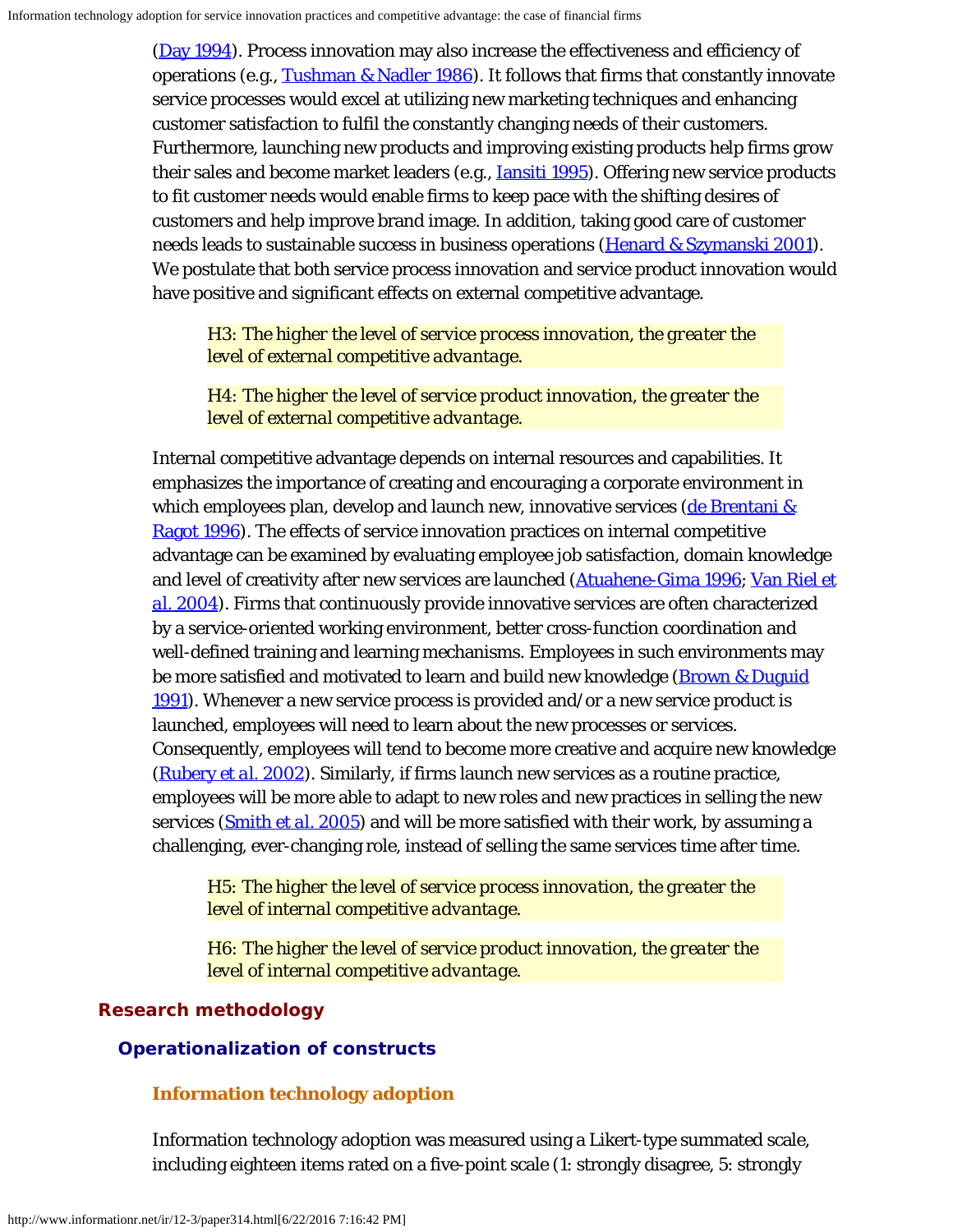(Day 1994). Process innovation may also increase the effectiveness and efficiency of operations (e.g., Tushman & Nadler 1986). It follows that firms that constantly innovate service processes would excel at utilizing new marketing techniques and enhancing customer satisfaction to fulfil the constantly changing needs of their customers. Furthermore, launching new products and improving existing products help firms grow their sales and become market leaders (e.g., Iansiti 1995). Offering new service products to fit customer needs would enable firms to keep pace with the shifting desires of customers and help improve brand image. In addition, taking good care of customer needs leads to sustainable success in business operations (Henard & Szymanski 2001). We postulate that both service process innovation and service product innovation would have positive and significant effects on external competitive advantage.

> *H3: The higher the level of service process innovation, the greater the level of external competitive advantage.*

> *H4: The higher the level of service product innovation, the greater the level of external competitive advantage.*

Internal competitive advantage depends on internal resources and capabilities. It emphasizes the importance of creating and encouraging a corporate environment in which employees plan, develop and launch new, innovative services (de Brentani & Ragot 1996). The effects of service innovation practices on internal competitive advantage can be examined by evaluating employee job satisfaction, domain knowledge and level of creativity after new services are launched (Atuahene-Gima 1996; Van Riel et al. 2004). Firms that continuously provide innovative services are often characterized by a service-oriented working environment, better cross-function coordination and well-defined training and learning mechanisms. Employees in such environments may be more satisfied and motivated to learn and build new knowledge (Brown & Duguid 1991). Whenever a new service process is provided and/or a new service product is launched, employees will need to learn about the new processes or services. Consequently, employees will tend to become more creative and acquire new knowledge (Rubery et al. 2002). Similarly, if firms launch new services as a routine practice, employees will be more able to adapt to new roles and new practices in selling the new services (Smith et al. 2005) and will be more satisfied with their work, by assuming a challenging, ever-changing role, instead of selling the same services time after time.

> *H5: The higher the level of service process innovation, the greater the level of internal competitive advantage.*

> *H6: The higher the level of service product innovation, the greater the level of internal competitive advantage.*

## Research methodology

### Operationalization of constructs

#### Information technology adoption

Information technology adoption was measured using a Likert-type summated scale, including eighteen items rated on a five-point scale (1: strongly disagree, 5: strongly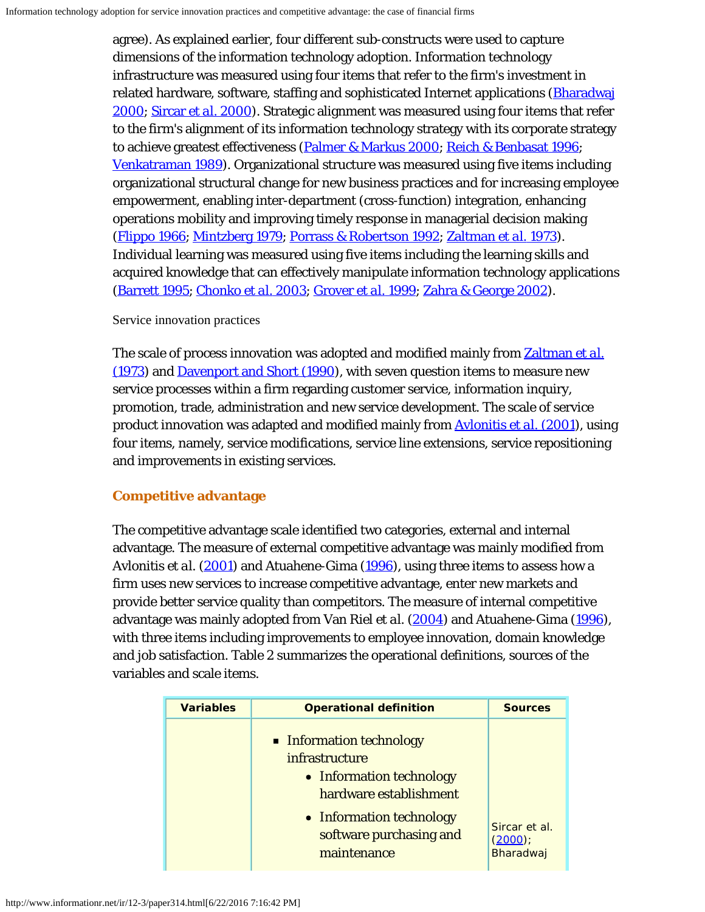agree). As explained earlier, four different sub-constructs were used to capture dimensions of the information technology adoption. Information technology infrastructure was measured using four items that refer to the firm's investment in related hardware, software, staffing and sophisticated Internet applications (Bharadwaj 2000; Sircar et al. 2000). Strategic alignment was measured using four items that refer to the firm's alignment of its information technology strategy with its corporate strategy to achieve greatest effectiveness (Palmer & Markus 2000; Reich & Benbasat 1996; Venkatraman 1989). Organizational structure was measured using five items including organizational structural change for new business practices and for increasing employee empowerment, enabling inter-department (cross-function) integration, enhancing operations mobility and improving timely response in managerial decision making (Flippo 1966; Mintzberg 1979; Porrass & Robertson 1992; Zaltman et al. 1973). Individual learning was measured using five items including the learning skills and acquired knowledge that can effectively manipulate information technology applications (Barrett 1995; Chonko et al. 2003; Grover et al. 1999; Zahra & George 2002).

Service innovation practices

The scale of process innovation was adopted and modified mainly from Zaltman et al. (1973) and Davenport and Short (1990), with seven question items to measure new service processes within a firm regarding customer service, information inquiry, promotion, trade, administration and new service development. The scale of service product innovation was adapted and modified mainly from Avlonitis et al. (2001), using four items, namely, service modifications, service line extensions, service repositioning and improvements in existing services.

### Competitive advantage

The competitive advantage scale identified two categories, external and internal advantage. The measure of external competitive advantage was mainly modified from Avlonitis et al. (2001) and Atuahene-Gima (1996), using three items to assess how a firm uses new services to increase competitive advantage, enter new markets and provide better service quality than competitors. The measure of internal competitive advantage was mainly adopted from Van Riel et al. (2004) and Atuahene-Gima (1996), with three items including improvements to employee innovation, domain knowledge and job satisfaction. Table 2 summarizes the operational definitions, sources of the variables and scale items.

| Variables | Operational definition | Sources |
|---|---|---|
| | - Information technology infrastructure<br>  - Information technology hardware establishment<br>  - Information technology software purchasing and maintenance | Sircar et al. (2000); Bharadwaj |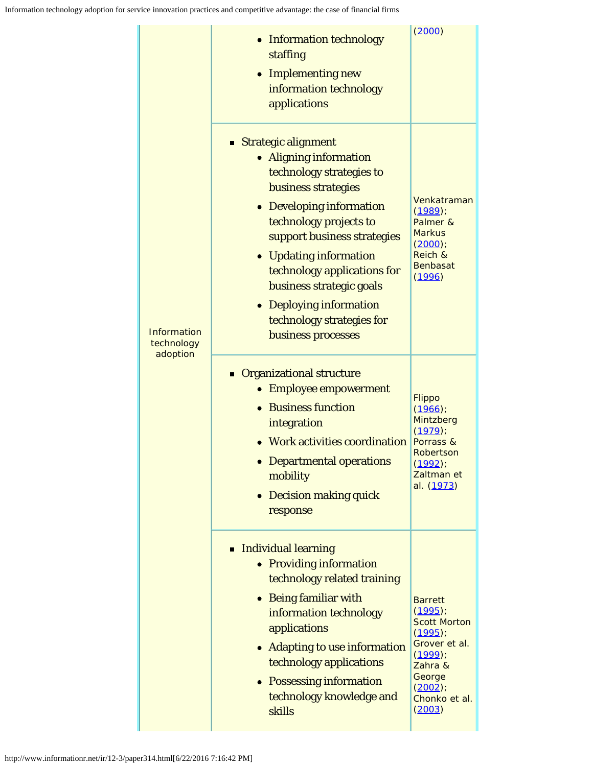| | | |
|---|---|---|
| Information technology adoption | • Information technology staffing<br>• Implementing new information technology applications | (2000) |
| | ▪ Strategic alignment<br>• Aligning information technology strategies to business strategies<br>• Developing information technology projects to support business strategies<br>• Updating information technology applications for business strategic goals<br>• Deploying information technology strategies for business processes | Venkatraman (1989); Palmer & Markus (2000); Reich & Benbasat (1996) |
| | ▪ Organizational structure<br>• Employee empowerment<br>• Business function integration<br>• Work activities coordination<br>• Departmental operations mobility<br>• Decision making quick response | Flippo (1966); Mintzberg (1979); Porrass & Robertson (1992); Zaltman et al. (1973) |
| | ▪ Individual learning<br>• Providing information technology related training<br>• Being familiar with information technology applications<br>• Adapting to use information technology applications<br>• Possessing information technology knowledge and skills | Barrett (1995); Scott Morton (1995); Grover et al. (1999); Zahra & George (2002); Chonko et al. (2003) |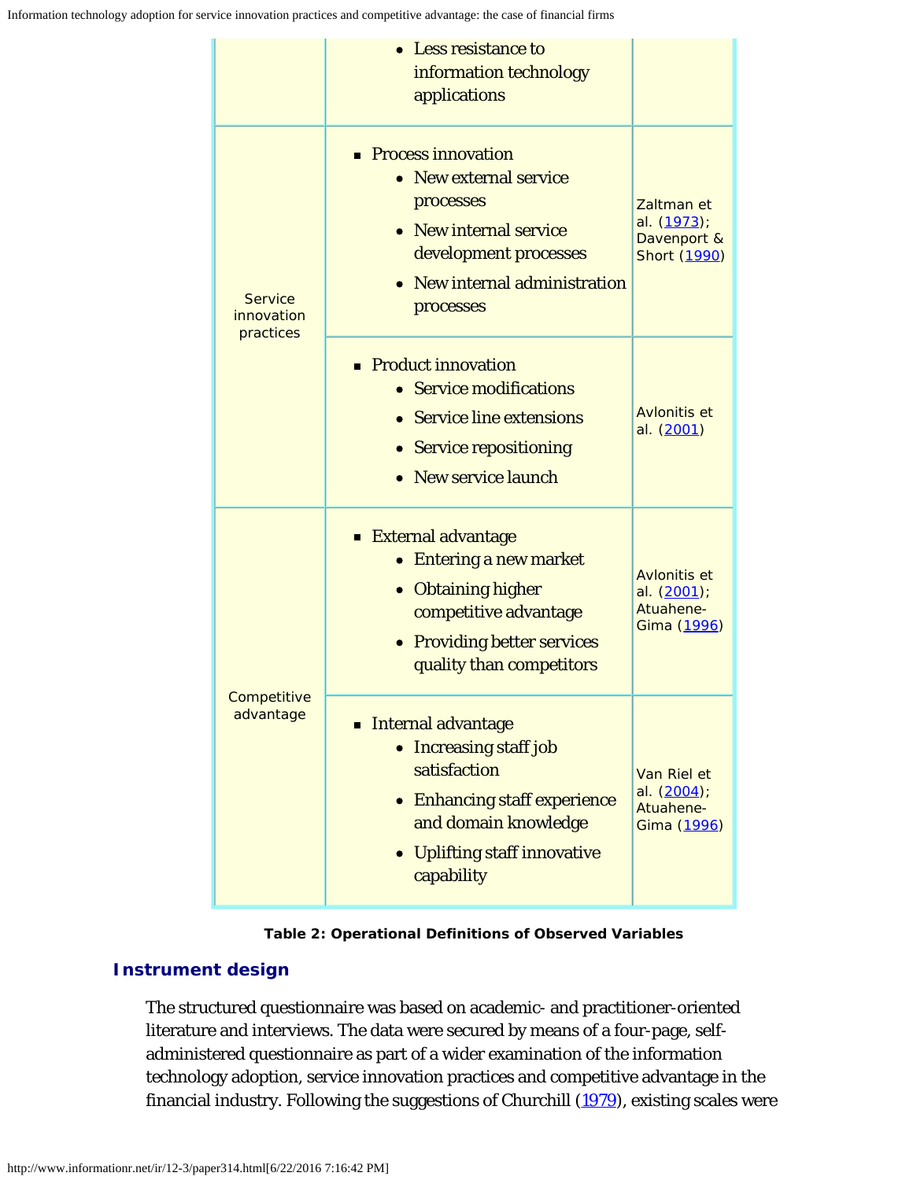| | | |
|---|---|---|
| | • Less resistance to information technology applications | |
| Service innovation practices | ▪ Process innovation<br>• New external service processes<br>• New internal service development processes<br>• New internal administration processes | Zaltman et al. (1973); Davenport & Short (1990) |
| | ▪ Product innovation<br>• Service modifications<br>• Service line extensions<br>• Service repositioning<br>• New service launch | Avlonitis et al. (2001) |
| Competitive advantage | ▪ External advantage<br>• Entering a new market<br>• Obtaining higher competitive advantage<br>• Providing better services quality than competitors | Avlonitis et al. (2001); Atuahene-Gima (1996) |
| | ▪ Internal advantage<br>• Increasing staff job satisfaction<br>• Enhancing staff experience and domain knowledge<br>• Uplifting staff innovative capability | Van Riel et al. (2004); Atuahene-Gima (1996) |

**Table 2: Operational Definitions of Observed Variables**

## Instrument design

The structured questionnaire was based on academic- and practitioner-oriented literature and interviews. The data were secured by means of a four-page, self-administered questionnaire as part of a wider examination of the information technology adoption, service innovation practices and competitive advantage in the financial industry. Following the suggestions of Churchill (1979), existing scales were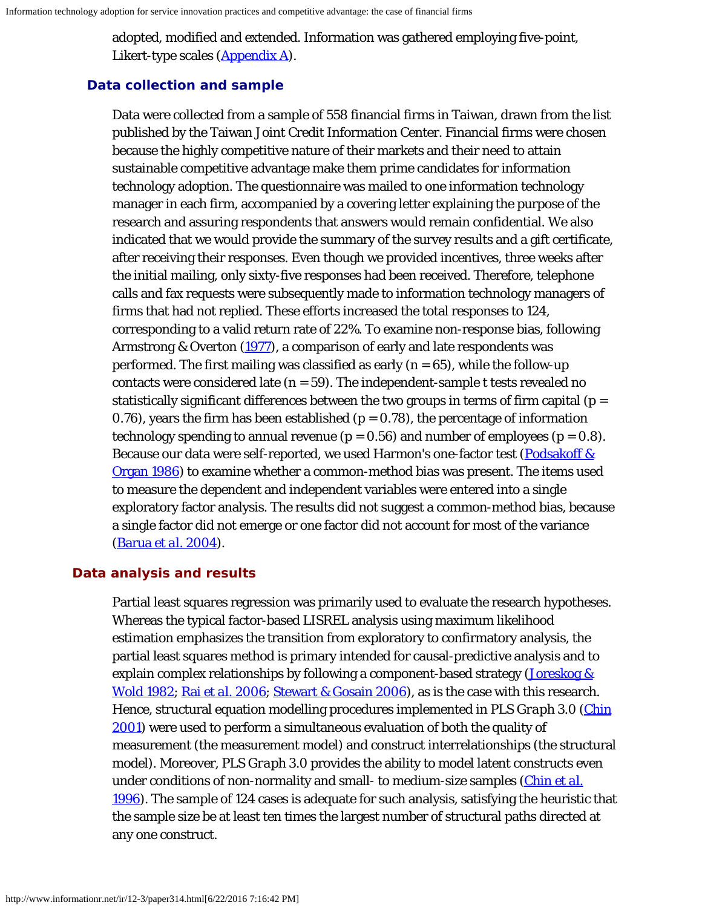adopted, modified and extended. Information was gathered employing five-point, Likert-type scales (Appendix A).

### Data collection and sample

Data were collected from a sample of 558 financial firms in Taiwan, drawn from the list published by the Taiwan Joint Credit Information Center. Financial firms were chosen because the highly competitive nature of their markets and their need to attain sustainable competitive advantage make them prime candidates for information technology adoption. The questionnaire was mailed to one information technology manager in each firm, accompanied by a covering letter explaining the purpose of the research and assuring respondents that answers would remain confidential. We also indicated that we would provide the summary of the survey results and a gift certificate, after receiving their responses. Even though we provided incentives, three weeks after the initial mailing, only sixty-five responses had been received. Therefore, telephone calls and fax requests were subsequently made to information technology managers of firms that had not replied. These efforts increased the total responses to 124, corresponding to a valid return rate of 22%. To examine non-response bias, following Armstrong & Overton (1977), a comparison of early and late respondents was performed. The first mailing was classified as early ($n = 65$), while the follow-up contacts were considered late ($n = 59$). The independent-sample t tests revealed no statistically significant differences between the two groups in terms of firm capital ($p = 0.76$), years the firm has been established ($p = 0.78$), the percentage of information technology spending to annual revenue ($p = 0.56$) and number of employees ($p = 0.8$). Because our data were self-reported, we used Harmon's one-factor test (Podsakoff & Organ 1986) to examine whether a common-method bias was present. The items used to measure the dependent and independent variables were entered into a single exploratory factor analysis. The results did not suggest a common-method bias, because a single factor did not emerge or one factor did not account for most of the variance (Barua *et al.* 2004).

## Data analysis and results

Partial least squares regression was primarily used to evaluate the research hypotheses. Whereas the typical factor-based LISREL analysis using maximum likelihood estimation emphasizes the transition from exploratory to confirmatory analysis, the partial least squares method is primary intended for causal-predictive analysis and to explain complex relationships by following a component-based strategy (Joreskog & Wold 1982; Rai *et al.* 2006; Stewart & Gosain 2006), as is the case with this research. Hence, structural equation modelling procedures implemented in *PLS Graph* 3.0 (Chin 2001) were used to perform a simultaneous evaluation of both the quality of measurement (the measurement model) and construct interrelationships (the structural model). Moreover, *PLS Graph* 3.0 provides the ability to model latent constructs even under conditions of non-normality and small- to medium-size samples (Chin *et al.* 1996). The sample of 124 cases is adequate for such analysis, satisfying the heuristic that the sample size be at least ten times the largest number of structural paths directed at any one construct.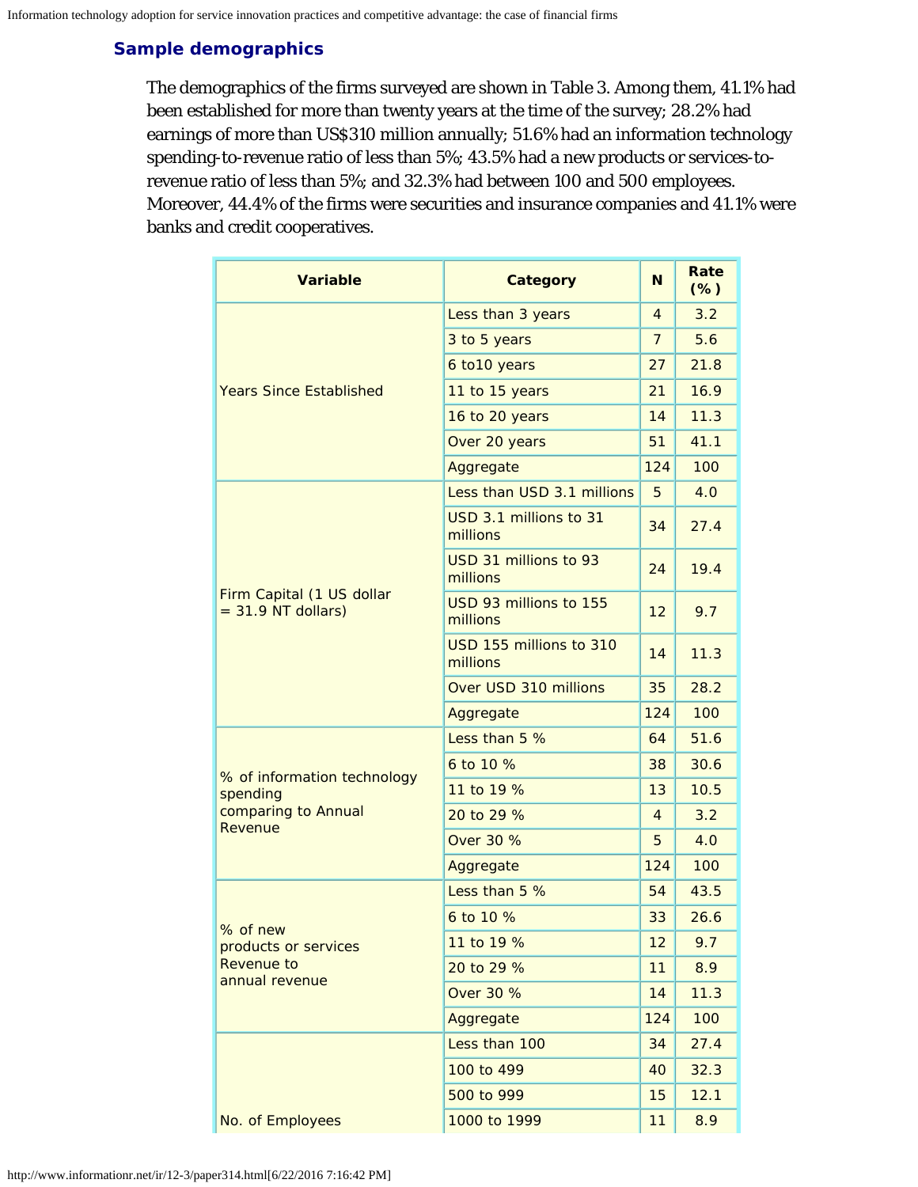### Sample demographics

The demographics of the firms surveyed are shown in Table 3. Among them, 41.1% had been established for more than twenty years at the time of the survey; 28.2% had earnings of more than US$310 million annually; 51.6% had an information technology spending-to-revenue ratio of less than 5%; 43.5% had a new products or services-to-revenue ratio of less than 5%; and 32.3% had between 100 and 500 employees. Moreover, 44.4% of the firms were securities and insurance companies and 41.1% were banks and credit cooperatives.

| Variable | Category | N | Rate (%) |
|---|---|---|---|
| Years Since Established | Less than 3 years | 4 | 3.2 |
| | 3 to 5 years | 7 | 5.6 |
| | 6 to10 years | 27 | 21.8 |
| | 11 to 15 years | 21 | 16.9 |
| | 16 to 20 years | 14 | 11.3 |
| | Over 20 years | 51 | 41.1 |
| | Aggregate | 124 | 100 |
| Firm Capital (1 US dollar = 31.9 NT dollars) | Less than USD 3.1 millions | 5 | 4.0 |
| | USD 3.1 millions to 31 millions | 34 | 27.4 |
| | USD 31 millions to 93 millions | 24 | 19.4 |
| | USD 93 millions to 155 millions | 12 | 9.7 |
| | USD 155 millions to 310 millions | 14 | 11.3 |
| | Over USD 310 millions | 35 | 28.2 |
| | Aggregate | 124 | 100 |
| % of information technology spending comparing to Annual Revenue | Less than 5 % | 64 | 51.6 |
| | 6 to 10 % | 38 | 30.6 |
| | 11 to 19 % | 13 | 10.5 |
| | 20 to 29 % | 4 | 3.2 |
| | Over 30 % | 5 | 4.0 |
| | Aggregate | 124 | 100 |
| % of new products or services Revenue to annual revenue | Less than 5 % | 54 | 43.5 |
| | 6 to 10 % | 33 | 26.6 |
| | 11 to 19 % | 12 | 9.7 |
| | 20 to 29 % | 11 | 8.9 |
| | Over 30 % | 14 | 11.3 |
| | Aggregate | 124 | 100 |
| No. of Employees | Less than 100 | 34 | 27.4 |
| | 100 to 499 | 40 | 32.3 |
| | 500 to 999 | 15 | 12.1 |
| | 1000 to 1999 | 11 | 8.9 |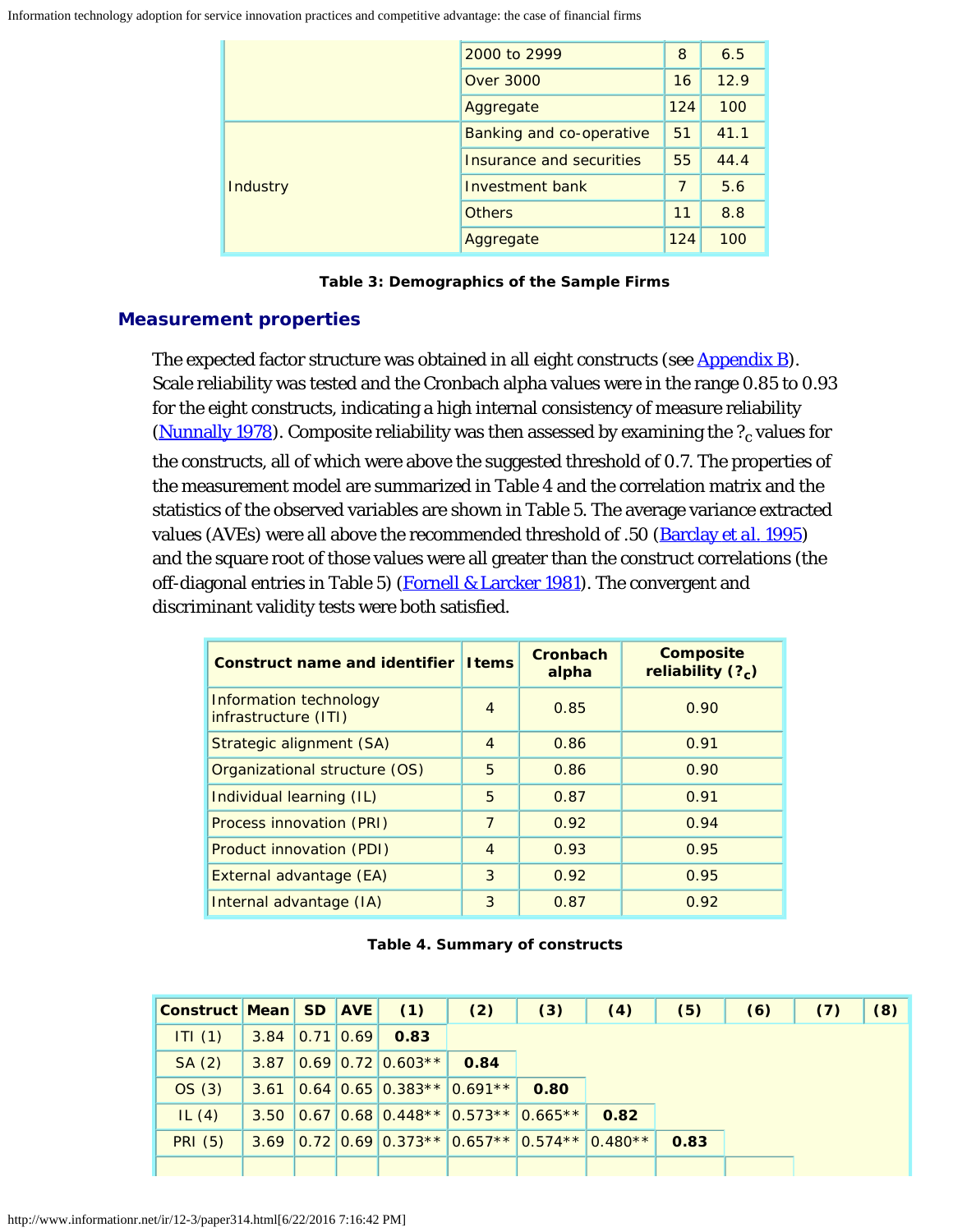|  | 2000 to 2999 | 8 | 6.5 |
|---|---|---|---|
|  | Over 3000 | 16 | 12.9 |
|  | Aggregate | 124 | 100 |
| Industry | Banking and co-operative | 51 | 41.1 |
|  | Insurance and securities | 55 | 44.4 |
|  | Investment bank | 7 | 5.6 |
|  | Others | 11 | 8.8 |
|  | Aggregate | 124 | 100 |

**Table 3: Demographics of the Sample Firms**

## Measurement properties

The expected factor structure was obtained in all eight constructs (see Appendix B). Scale reliability was tested and the Cronbach alpha values were in the range 0.85 to 0.93 for the eight constructs, indicating a high internal consistency of measure reliability (Nunnally 1978). Composite reliability was then assessed by examining the ?$_c$ values for the constructs, all of which were above the suggested threshold of 0.7. The properties of the measurement model are summarized in Table 4 and the correlation matrix and the statistics of the observed variables are shown in Table 5. The average variance extracted values (AVEs) were all above the recommended threshold of .50 (Barclay et al. 1995) and the square root of those values were all greater than the construct correlations (the off-diagonal entries in Table 5) (Fornell & Larcker 1981). The convergent and discriminant validity tests were both satisfied.

| Construct name and identifier | Items | Cronbach alpha | Composite reliability (?$_c$) |
|---|---|---|---|
| Information technology infrastructure (ITI) | 4 | 0.85 | 0.90 |
| Strategic alignment (SA) | 4 | 0.86 | 0.91 |
| Organizational structure (OS) | 5 | 0.86 | 0.90 |
| Individual learning (IL) | 5 | 0.87 | 0.91 |
| Process innovation (PRI) | 7 | 0.92 | 0.94 |
| Product innovation (PDI) | 4 | 0.93 | 0.95 |
| External advantage (EA) | 3 | 0.92 | 0.95 |
| Internal advantage (IA) | 3 | 0.87 | 0.92 |

**Table 4. Summary of constructs**

| Construct | Mean | SD | AVE | (1) | (2) | (3) | (4) | (5) | (6) | (7) | (8) |
|---|---|---|---|---|---|---|---|---|---|---|---|
| ITI (1) | 3.84 | 0.71 | 0.69 | **0.83** | | | | | | | |
| SA (2) | 3.87 | 0.69 | 0.72 | 0.603** | **0.84** | | | | | | |
| OS (3) | 3.61 | 0.64 | 0.65 | 0.383** | 0.691** | **0.80** | | | | | |
| IL (4) | 3.50 | 0.67 | 0.68 | 0.448** | 0.573** | 0.665** | **0.82** | | | | |
| PRI (5) | 3.69 | 0.72 | 0.69 | 0.373** | 0.657** | 0.574** | 0.480** | **0.83** | | | |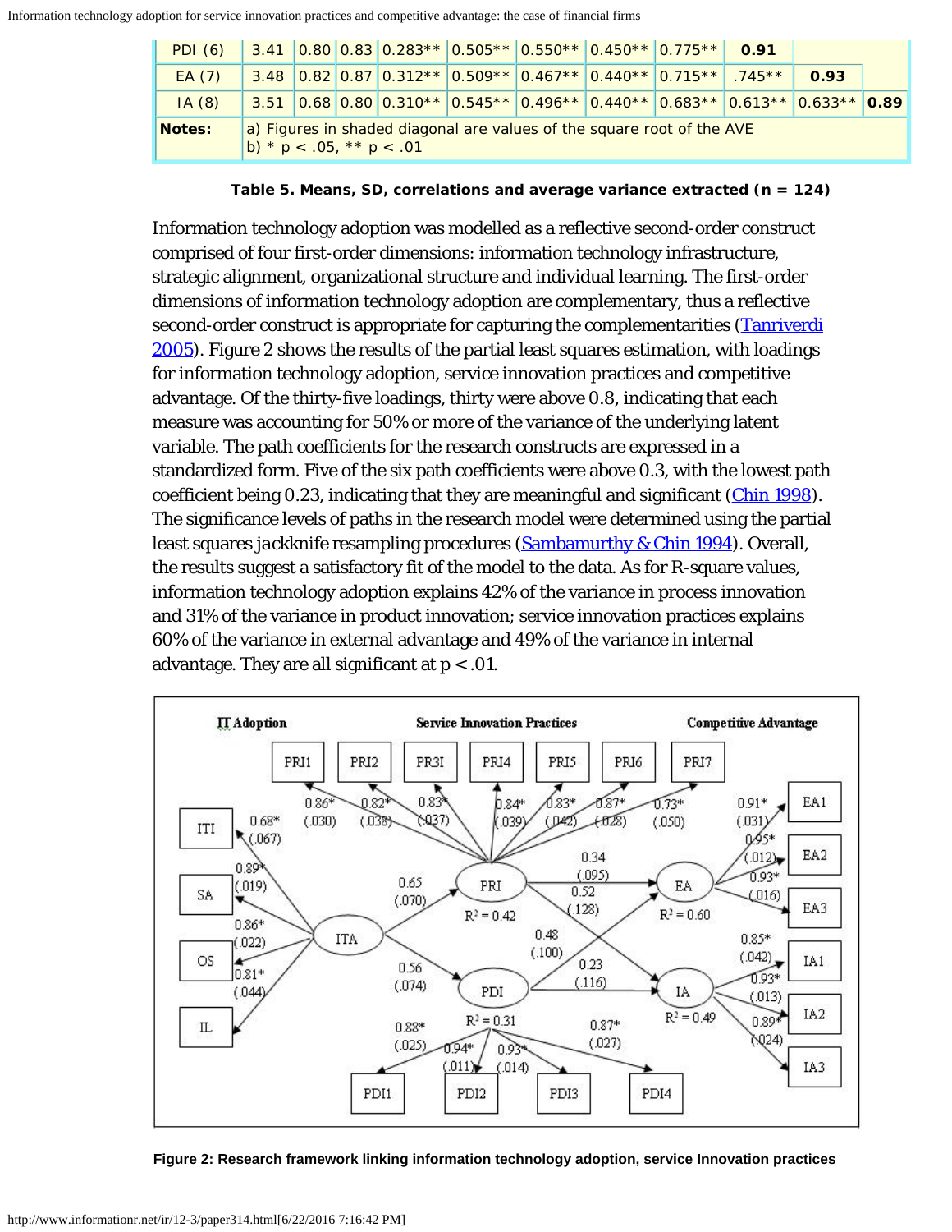| | | | | | | | | | | | |
|---|---|---|---|---|---|---|---|---|---|---|---|
| PDI (6) | 3.41 | 0.80 | 0.83 | 0.283** | 0.505** | 0.550** | 0.450** | 0.775** | **0.91** | | |
| EA (7) | 3.48 | 0.82 | 0.87 | 0.312** | 0.509** | 0.467** | 0.440** | 0.715** | .745** | **0.93** | |
| IA (8) | 3.51 | 0.68 | 0.80 | 0.310** | 0.545** | 0.496** | 0.440** | 0.683** | 0.613** | 0.633** | **0.89** |
| **Notes:** | a) Figures in shaded diagonal are values of the square root of the AVE<br>b) * p < .05, ** p < .01 | | | | | | | | | | |

**Table 5. Means, SD, correlations and average variance extracted (n = 124)**

Information technology adoption was modelled as a reflective second-order construct comprised of four first-order dimensions: information technology infrastructure, strategic alignment, organizational structure and individual learning. The first-order dimensions of information technology adoption are complementary, thus a reflective second-order construct is appropriate for capturing the complementarities (Tanriverdi 2005). Figure 2 shows the results of the partial least squares estimation, with loadings for information technology adoption, service innovation practices and competitive advantage. Of the thirty-five loadings, thirty were above 0.8, indicating that each measure was accounting for 50% or more of the variance of the underlying latent variable. The path coefficients for the research constructs are expressed in a standardized form. Five of the six path coefficients were above 0.3, with the lowest path coefficient being 0.23, indicating that they are meaningful and significant (Chin 1998). The significance levels of paths in the research model were determined using the partial least squares jackknife resampling procedures (Sambamurthy & Chin 1994). Overall, the results suggest a satisfactory fit of the model to the data. As for R-square values, information technology adoption explains 42% of the variance in process innovation and 31% of the variance in product innovation; service innovation practices explains 60% of the variance in external advantage and 49% of the variance in internal advantage. They are all significant at $p < .01$.

**Figure 2: Research framework linking information technology adoption, service Innovation practices**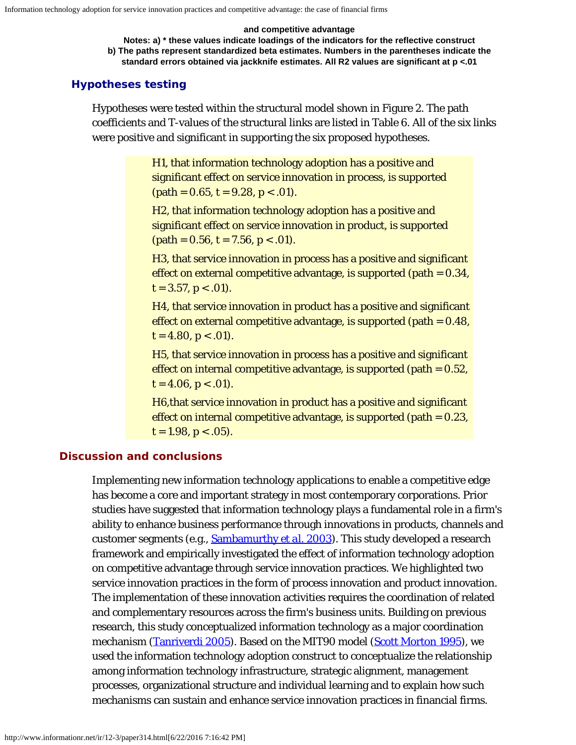**and competitive advantage**

**Notes: a) * these values indicate loadings of the indicators for the reflective construct**
**b) The paths represent standardized beta estimates. Numbers in the parentheses indicate the standard errors obtained via jackknife estimates. All R2 values are significant at p <.01**

## Hypotheses testing

Hypotheses were tested within the structural model shown in Figure 2. The path coefficients and T-values of the structural links are listed in Table 6. All of the six links were positive and significant in supporting the six proposed hypotheses.

> H1, that information technology adoption has a positive and significant effect on service innovation in process, is supported (path = 0.65, t = 9.28, $p < .01$).
>
> H2, that information technology adoption has a positive and significant effect on service innovation in product, is supported (path = 0.56, t = 7.56, $p < .01$).
>
> H3, that service innovation in process has a positive and significant effect on external competitive advantage, is supported (path = 0.34, t = 3.57, $p < .01$).
>
> H4, that service innovation in product has a positive and significant effect on external competitive advantage, is supported (path = 0.48, t = 4.80, $p < .01$).
>
> H5, that service innovation in process has a positive and significant effect on internal competitive advantage, is supported (path = 0.52, t = 4.06, $p < .01$).
>
> H6,that service innovation in product has a positive and significant effect on internal competitive advantage, is supported (path = 0.23, t = 1.98, $p < .05$).

## Discussion and conclusions

Implementing new information technology applications to enable a competitive edge has become a core and important strategy in most contemporary corporations. Prior studies have suggested that information technology plays a fundamental role in a firm's ability to enhance business performance through innovations in products, channels and customer segments (e.g., Sambamurthy et al. 2003). This study developed a research framework and empirically investigated the effect of information technology adoption on competitive advantage through service innovation practices. We highlighted two service innovation practices in the form of process innovation and product innovation. The implementation of these innovation activities requires the coordination of related and complementary resources across the firm's business units. Building on previous research, this study conceptualized information technology as a major coordination mechanism (Tanriverdi 2005). Based on the MIT90 model (Scott Morton 1995), we used the information technology adoption construct to conceptualize the relationship among information technology infrastructure, strategic alignment, management processes, organizational structure and individual learning and to explain how such mechanisms can sustain and enhance service innovation practices in financial firms.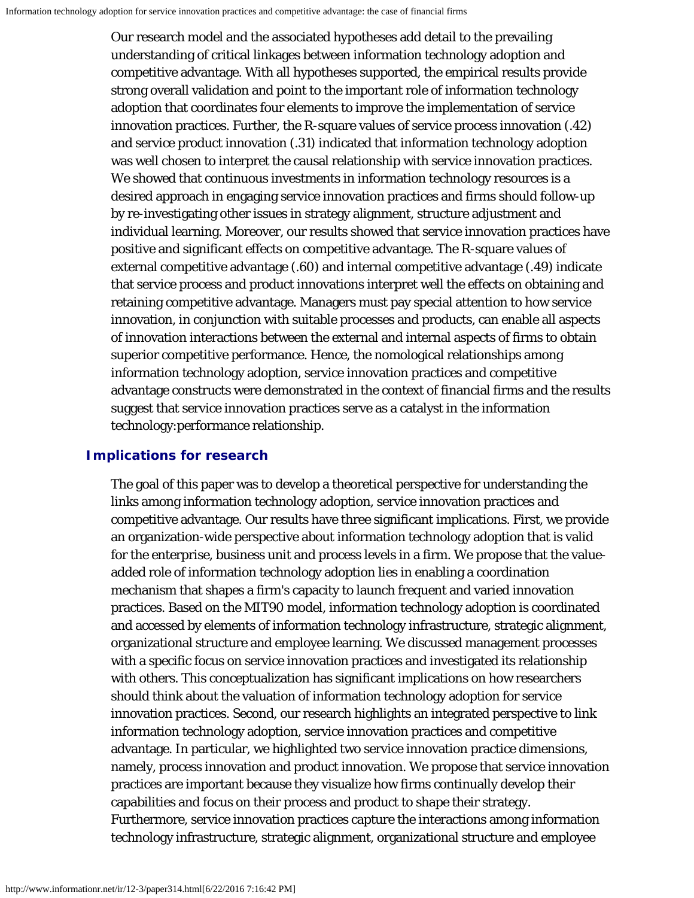Our research model and the associated hypotheses add detail to the prevailing understanding of critical linkages between information technology adoption and competitive advantage. With all hypotheses supported, the empirical results provide strong overall validation and point to the important role of information technology adoption that coordinates four elements to improve the implementation of service innovation practices. Further, the R-square values of service process innovation (.42) and service product innovation (.31) indicated that information technology adoption was well chosen to interpret the causal relationship with service innovation practices. We showed that continuous investments in information technology resources is a desired approach in engaging service innovation practices and firms should follow-up by re-investigating other issues in strategy alignment, structure adjustment and individual learning. Moreover, our results showed that service innovation practices have positive and significant effects on competitive advantage. The R-square values of external competitive advantage (.60) and internal competitive advantage (.49) indicate that service process and product innovations interpret well the effects on obtaining and retaining competitive advantage. Managers must pay special attention to how service innovation, in conjunction with suitable processes and products, can enable all aspects of innovation interactions between the external and internal aspects of firms to obtain superior competitive performance. Hence, the nomological relationships among information technology adoption, service innovation practices and competitive advantage constructs were demonstrated in the context of financial firms and the results suggest that service innovation practices serve as a catalyst in the information technology:performance relationship.

## Implications for research

The goal of this paper was to develop a theoretical perspective for understanding the links among information technology adoption, service innovation practices and competitive advantage. Our results have three significant implications. First, we provide an organization-wide perspective about information technology adoption that is valid for the enterprise, business unit and process levels in a firm. We propose that the value-added role of information technology adoption lies in enabling a coordination mechanism that shapes a firm's capacity to launch frequent and varied innovation practices. Based on the MIT90 model, information technology adoption is coordinated and accessed by elements of information technology infrastructure, strategic alignment, organizational structure and employee learning. We discussed management processes with a specific focus on service innovation practices and investigated its relationship with others. This conceptualization has significant implications on how researchers should think about the valuation of information technology adoption for service innovation practices. Second, our research highlights an integrated perspective to link information technology adoption, service innovation practices and competitive advantage. In particular, we highlighted two service innovation practice dimensions, namely, process innovation and product innovation. We propose that service innovation practices are important because they visualize how firms continually develop their capabilities and focus on their process and product to shape their strategy. Furthermore, service innovation practices capture the interactions among information technology infrastructure, strategic alignment, organizational structure and employee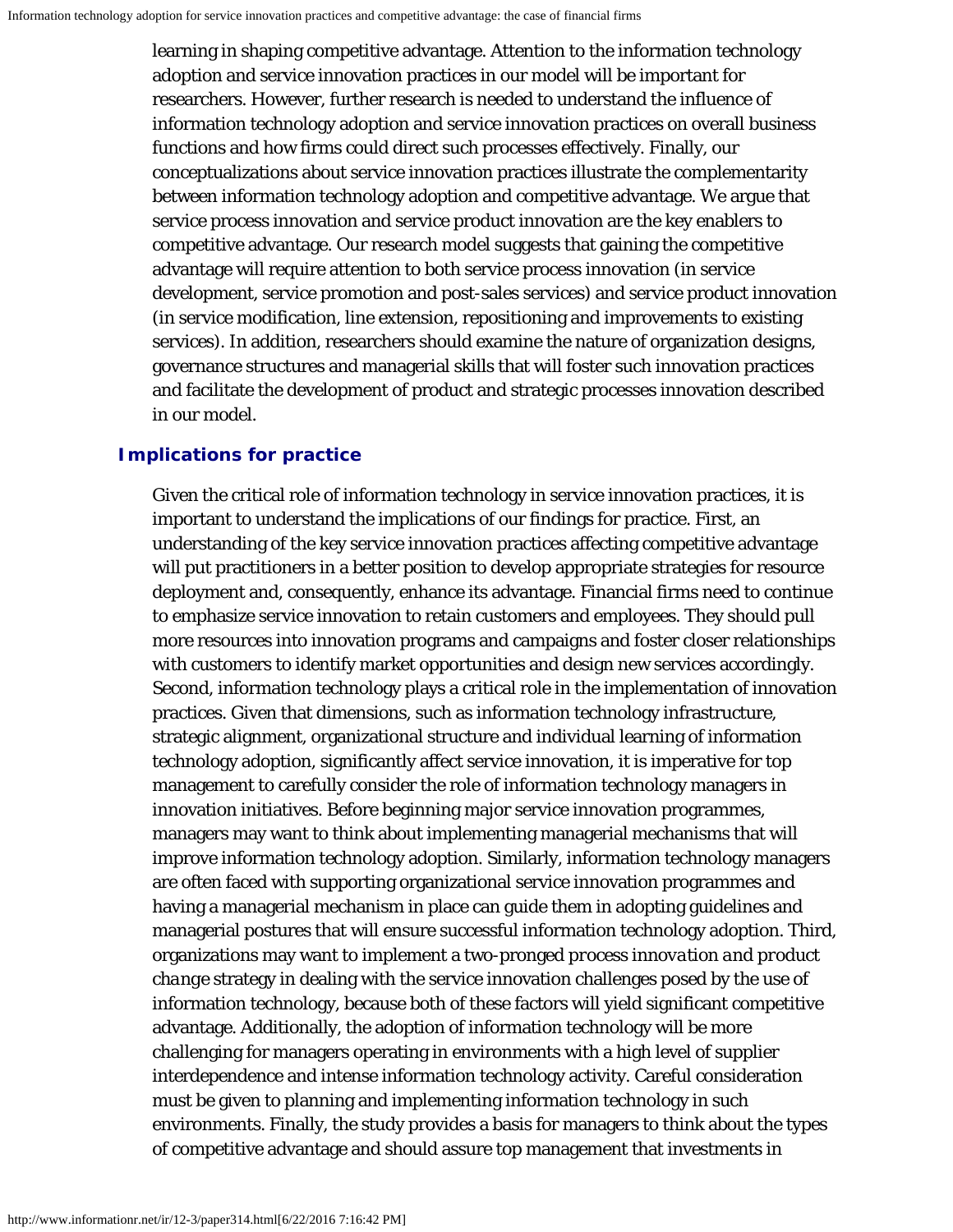learning in shaping competitive advantage. Attention to the information technology adoption and service innovation practices in our model will be important for researchers. However, further research is needed to understand the influence of information technology adoption and service innovation practices on overall business functions and how firms could direct such processes effectively. Finally, our conceptualizations about service innovation practices illustrate the complementarity between information technology adoption and competitive advantage. We argue that service process innovation and service product innovation are the key enablers to competitive advantage. Our research model suggests that gaining the competitive advantage will require attention to both service process innovation (in service development, service promotion and post-sales services) and service product innovation (in service modification, line extension, repositioning and improvements to existing services). In addition, researchers should examine the nature of organization designs, governance structures and managerial skills that will foster such innovation practices and facilitate the development of product and strategic processes innovation described in our model.

### Implications for practice

Given the critical role of information technology in service innovation practices, it is important to understand the implications of our findings for practice. First, an understanding of the key service innovation practices affecting competitive advantage will put practitioners in a better position to develop appropriate strategies for resource deployment and, consequently, enhance its advantage. Financial firms need to continue to emphasize service innovation to retain customers and employees. They should pull more resources into innovation programs and campaigns and foster closer relationships with customers to identify market opportunities and design new services accordingly. Second, information technology plays a critical role in the implementation of innovation practices. Given that dimensions, such as information technology infrastructure, strategic alignment, organizational structure and individual learning of information technology adoption, significantly affect service innovation, it is imperative for top management to carefully consider the role of information technology managers in innovation initiatives. Before beginning major service innovation programmes, managers may want to think about implementing managerial mechanisms that will improve information technology adoption. Similarly, information technology managers are often faced with supporting organizational service innovation programmes and having a managerial mechanism in place can guide them in adopting guidelines and managerial postures that will ensure successful information technology adoption. Third, organizations may want to implement a two-pronged *process innovation and product change* strategy in dealing with the service innovation challenges posed by the use of information technology, because both of these factors will yield significant competitive advantage. Additionally, the adoption of information technology will be more challenging for managers operating in environments with a high level of supplier interdependence and intense information technology activity. Careful consideration must be given to planning and implementing information technology in such environments. Finally, the study provides a basis for managers to think about the types of competitive advantage and should assure top management that investments in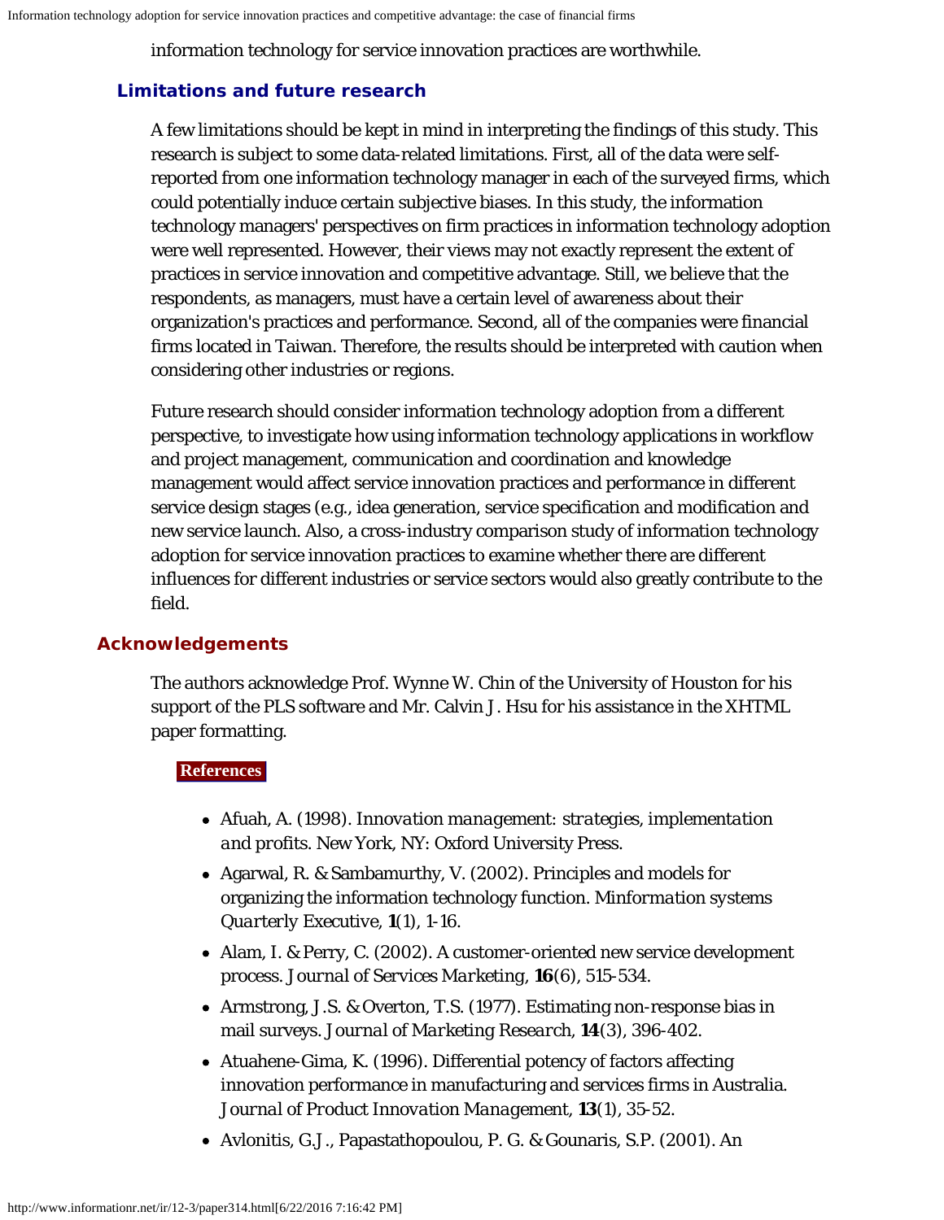information technology for service innovation practices are worthwhile.

## Limitations and future research

A few limitations should be kept in mind in interpreting the findings of this study. This research is subject to some data-related limitations. First, all of the data were self-reported from one information technology manager in each of the surveyed firms, which could potentially induce certain subjective biases. In this study, the information technology managers' perspectives on firm practices in information technology adoption were well represented. However, their views may not exactly represent the extent of practices in service innovation and competitive advantage. Still, we believe that the respondents, as managers, must have a certain level of awareness about their organization's practices and performance. Second, all of the companies were financial firms located in Taiwan. Therefore, the results should be interpreted with caution when considering other industries or regions.

Future research should consider information technology adoption from a different perspective, to investigate how using information technology applications in workflow and project management, communication and coordination and knowledge management would affect service innovation practices and performance in different service design stages (e.g., idea generation, service specification and modification and new service launch. Also, a cross-industry comparison study of information technology adoption for service innovation practices to examine whether there are different influences for different industries or service sectors would also greatly contribute to the field.

## Acknowledgements

The authors acknowledge Prof. Wynne W. Chin of the University of Houston for his support of the PLS software and Mr. Calvin J. Hsu for his assistance in the XHTML paper formatting.

## References

- Afuah, A. (1998). *Innovation management: strategies, implementation and profits*. New York, NY: Oxford University Press.
- Agarwal, R. & Sambamurthy, V. (2002). Principles and models for organizing the information technology function. *Minformation systems Quarterly Executive*, **1**(1), 1-16.
- Alam, I. & Perry, C. (2002). A customer-oriented new service development process. *Journal of Services Marketing*, **16**(6), 515-534.
- Armstrong, J.S. & Overton, T.S. (1977). Estimating non-response bias in mail surveys. *Journal of Marketing Research*, **14**(3), 396-402.
- Atuahene-Gima, K. (1996). Differential potency of factors affecting innovation performance in manufacturing and services firms in Australia. *Journal of Product Innovation Management*, **13**(1), 35-52.
- Avlonitis, G.J., Papastathopoulou, P. G. & Gounaris, S.P. (2001). An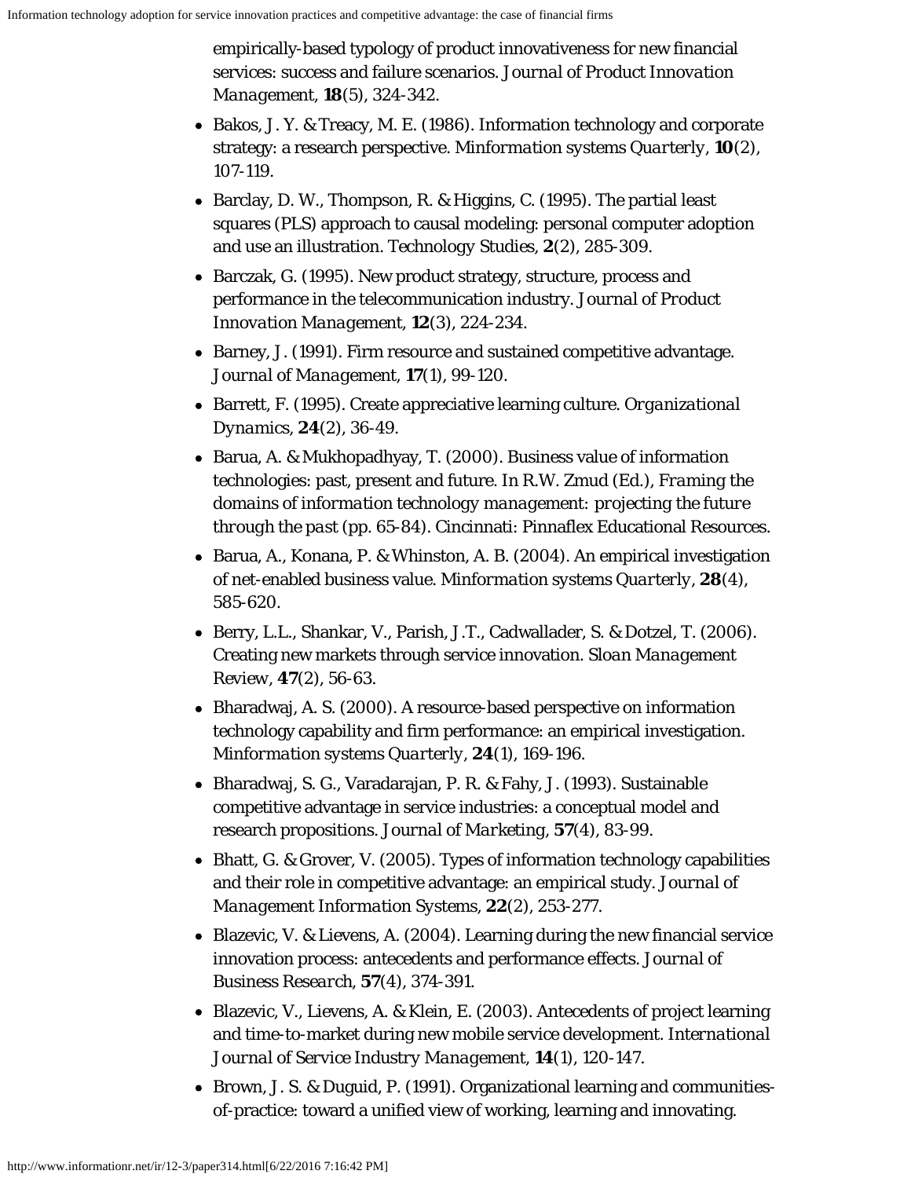empirically-based typology of product innovativeness for new financial services: success and failure scenarios. *Journal of Product Innovation Management*, **18**(5), 324-342.

- Bakos, J. Y. & Treacy, M. E. (1986). Information technology and corporate strategy: a research perspective. *Minformation systems Quarterly*, **10**(2), 107-119.
- Barclay, D. W., Thompson, R. & Higgins, C. (1995). The partial least squares (PLS) approach to causal modeling: personal computer adoption and use an illustration. Technology Studies, **2**(2), 285-309.
- Barczak, G. (1995). New product strategy, structure, process and performance in the telecommunication industry. *Journal of Product Innovation Management*, **12**(3), 224-234.
- Barney, J. (1991). Firm resource and sustained competitive advantage. *Journal of Management*, **17**(1), 99-120.
- Barrett, F. (1995). Create appreciative learning culture. *Organizational Dynamics*, **24**(2), 36-49.
- Barua, A. & Mukhopadhyay, T. (2000). Business value of information technologies: past, present and future. In R.W. Zmud (Ed.), *Framing the domains of information technology management: projecting the future through the past* (pp. 65-84). Cincinnati: Pinnaflex Educational Resources.
- Barua, A., Konana, P. & Whinston, A. B. (2004). An empirical investigation of net-enabled business value. *Minformation systems Quarterly*, **28**(4), 585-620.
- Berry, L.L., Shankar, V., Parish, J.T., Cadwallader, S. & Dotzel, T. (2006). Creating new markets through service innovation. *Sloan Management Review*, **47**(2), 56-63.
- Bharadwaj, A. S. (2000). A resource-based perspective on information technology capability and firm performance: an empirical investigation. *Minformation systems Quarterly*, **24**(1), 169-196.
- Bharadwaj, S. G., Varadarajan, P. R. & Fahy, J. (1993). Sustainable competitive advantage in service industries: a conceptual model and research propositions. *Journal of Marketing*, **57**(4), 83-99.
- Bhatt, G. & Grover, V. (2005). Types of information technology capabilities and their role in competitive advantage: an empirical study. *Journal of Management Information Systems*, **22**(2), 253-277.
- Blazevic, V. & Lievens, A. (2004). Learning during the new financial service innovation process: antecedents and performance effects. *Journal of Business Research*, **57**(4), 374-391.
- Blazevic, V., Lievens, A. & Klein, E. (2003). Antecedents of project learning and time-to-market during new mobile service development. *International Journal of Service Industry Management*, **14**(1), 120-147.
- Brown, J. S. & Duguid, P. (1991). Organizational learning and communities-of-practice: toward a unified view of working, learning and innovating.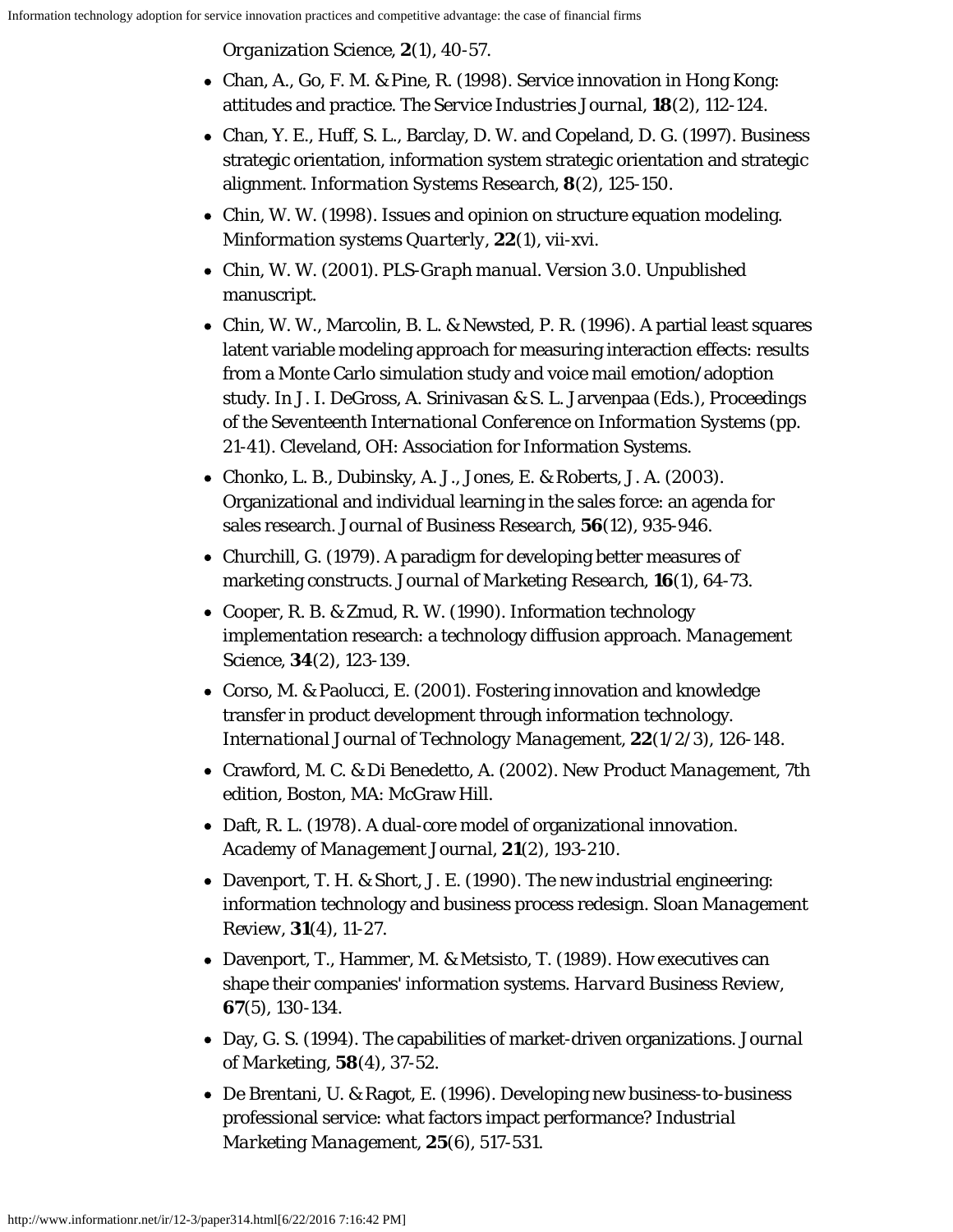*Organization Science*, **2**(1), 40-57.

- Chan, A., Go, F. M. & Pine, R. (1998). Service innovation in Hong Kong: attitudes and practice. *The Service Industries Journal*, **18**(2), 112-124.
- Chan, Y. E., Huff, S. L., Barclay, D. W. and Copeland, D. G. (1997). Business strategic orientation, information system strategic orientation and strategic alignment. *Information Systems Research*, **8**(2), 125-150.
- Chin, W. W. (1998). Issues and opinion on structure equation modeling. *Minformation systems Quarterly*, **22**(1), vii-xvi.
- Chin, W. W. (2001). *PLS-Graph manual. Version 3.0*. Unpublished manuscript.
- Chin, W. W., Marcolin, B. L. & Newsted, P. R. (1996). A partial least squares latent variable modeling approach for measuring interaction effects: results from a Monte Carlo simulation study and voice mail emotion/adoption study. In J. I. DeGross, A. Srinivasan & S. L. Jarvenpaa (Eds.), *Proceedings of the Seventeenth International Conference on Information Systems* (pp. 21-41). Cleveland, OH: Association for Information Systems.
- Chonko, L. B., Dubinsky, A. J., Jones, E. & Roberts, J. A. (2003). Organizational and individual learning in the sales force: an agenda for sales research. *Journal of Business Research*, **56**(12), 935-946.
- Churchill, G. (1979). A paradigm for developing better measures of marketing constructs. *Journal of Marketing Research*, **16**(1), 64-73.
- Cooper, R. B. & Zmud, R. W. (1990). Information technology implementation research: a technology diffusion approach. *Management Science*, **34**(2), 123-139.
- Corso, M. & Paolucci, E. (2001). Fostering innovation and knowledge transfer in product development through information technology. *International Journal of Technology Management*, **22**(1/2/3), 126-148.
- Crawford, M. C. & Di Benedetto, A. (2002). *New Product Management*, 7th edition, Boston, MA: McGraw Hill.
- Daft, R. L. (1978). A dual-core model of organizational innovation. *Academy of Management Journal*, **21**(2), 193-210.
- Davenport, T. H. & Short, J. E. (1990). The new industrial engineering: information technology and business process redesign. *Sloan Management Review*, **31**(4), 11-27.
- Davenport, T., Hammer, M. & Metsisto, T. (1989). How executives can shape their companies' information systems. *Harvard Business Review*, **67**(5), 130-134.
- Day, G. S. (1994). The capabilities of market-driven organizations. *Journal of Marketing*, **58**(4), 37-52.
- De Brentani, U. & Ragot, E. (1996). Developing new business-to-business professional service: what factors impact performance? *Industrial Marketing Management*, **25**(6), 517-531.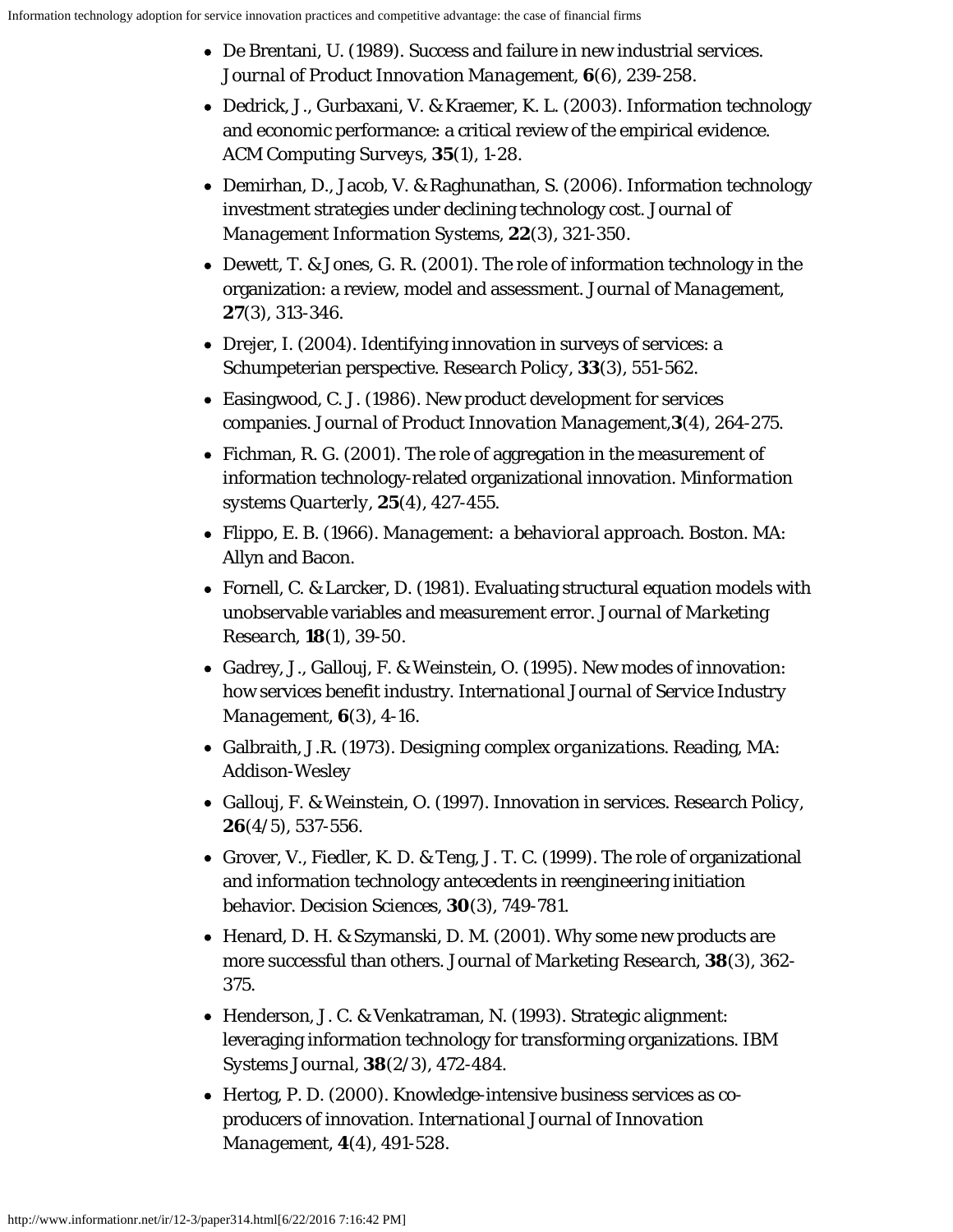- De Brentani, U. (1989). Success and failure in new industrial services. *Journal of Product Innovation Management*, **6**(6), 239-258.
- Dedrick, J., Gurbaxani, V. & Kraemer, K. L. (2003). Information technology and economic performance: a critical review of the empirical evidence. *ACM Computing Surveys*, **35**(1), 1-28.
- Demirhan, D., Jacob, V. & Raghunathan, S. (2006). Information technology investment strategies under declining technology cost. *Journal of Management Information Systems*, **22**(3), 321-350.
- Dewett, T. & Jones, G. R. (2001). The role of information technology in the organization: a review, model and assessment. *Journal of Management*, **27**(3), 313-346.
- Drejer, I. (2004). Identifying innovation in surveys of services: a Schumpeterian perspective. *Research Policy*, **33**(3), 551-562.
- Easingwood, C. J. (1986). New product development for services companies. *Journal of Product Innovation Management*,**3**(4), 264-275.
- Fichman, R. G. (2001). The role of aggregation in the measurement of information technology-related organizational innovation. *Minformation systems Quarterly*, **25**(4), 427-455.
- Flippo, E. B. (1966). *Management: a behavioral approach*. Boston. MA: Allyn and Bacon.
- Fornell, C. & Larcker, D. (1981). Evaluating structural equation models with unobservable variables and measurement error. *Journal of Marketing Research*, **18**(1), 39-50.
- Gadrey, J., Gallouj, F. & Weinstein, O. (1995). New modes of innovation: how services benefit industry. *International Journal of Service Industry Management*, **6**(3), 4-16.
- Galbraith, J.R. (1973). *Designing complex organizations*. Reading, MA: Addison-Wesley
- Gallouj, F. & Weinstein, O. (1997). Innovation in services. *Research Policy*, **26**(4/5), 537-556.
- Grover, V., Fiedler, K. D. & Teng, J. T. C. (1999). The role of organizational and information technology antecedents in reengineering initiation behavior. Decision Sciences, **30**(3), 749-781.
- Henard, D. H. & Szymanski, D. M. (2001). Why some new products are more successful than others. *Journal of Marketing Research*, **38**(3), 362-375.
- Henderson, J. C. & Venkatraman, N. (1993). Strategic alignment: leveraging information technology for transforming organizations. IBM Systems Journal, **38**(2/3), 472-484.
- Hertog, P. D. (2000). Knowledge-intensive business services as co-producers of innovation. *International Journal of Innovation Management*, **4**(4), 491-528.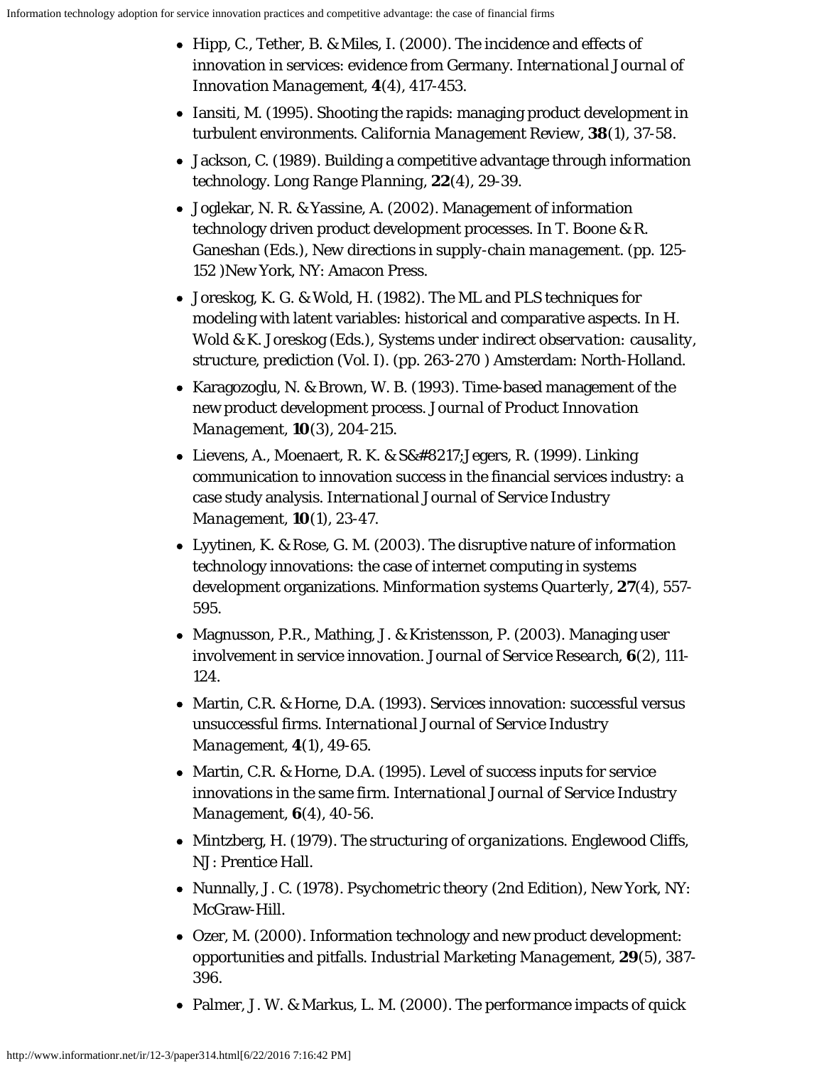- Hipp, C., Tether, B. & Miles, I. (2000). The incidence and effects of innovation in services: evidence from Germany. *International Journal of Innovation Management*, **4**(4), 417-453.
- Iansiti, M. (1995). Shooting the rapids: managing product development in turbulent environments. *California Management Review*, **38**(1), 37-58.
- Jackson, C. (1989). Building a competitive advantage through information technology. *Long Range Planning*, **22**(4), 29-39.
- Joglekar, N. R. & Yassine, A. (2002). Management of information technology driven product development processes. In T. Boone & R. Ganeshan (Eds.), *New directions in supply-chain management*. (pp. 125-152 )New York, NY: Amacon Press.
- Joreskog, K. G. & Wold, H. (1982). The ML and PLS techniques for modeling with latent variables: historical and comparative aspects. In H. Wold & K. Joreskog (Eds.), *Systems under indirect observation: causality, structure, prediction* (Vol. I). (pp. 263-270 ) Amsterdam: North-Holland.
- Karagozoglu, N. & Brown, W. B. (1993). Time-based management of the new product development process. *Journal of Product Innovation Management*, **10**(3), 204-215.
- Lievens, A., Moenaert, R. K. & S&#8217;Jegers, R. (1999). Linking communication to innovation success in the financial services industry: a case study analysis. *International Journal of Service Industry Management*, **10**(1), 23-47.
- Lyytinen, K. & Rose, G. M. (2003). The disruptive nature of information technology innovations: the case of internet computing in systems development organizations. *Minformation systems Quarterly*, **27**(4), 557-595.
- Magnusson, P.R., Mathing, J. & Kristensson, P. (2003). Managing user involvement in service innovation. *Journal of Service Research*, **6**(2), 111-124.
- Martin, C.R. & Horne, D.A. (1993). Services innovation: successful versus unsuccessful firms. *International Journal of Service Industry Management*, **4**(1), 49-65.
- Martin, C.R. & Horne, D.A. (1995). Level of success inputs for service innovations in the same firm. *International Journal of Service Industry Management*, **6**(4), 40-56.
- Mintzberg, H. (1979). *The structuring of organizations*. Englewood Cliffs, NJ: Prentice Hall.
- Nunnally, J. C. (1978). *Psychometric theory* (2nd Edition), New York, NY: McGraw-Hill.
- Ozer, M. (2000). Information technology and new product development: opportunities and pitfalls. *Industrial Marketing Management*, **29**(5), 387-396.
- Palmer, J. W. & Markus, L. M. (2000). The performance impacts of quick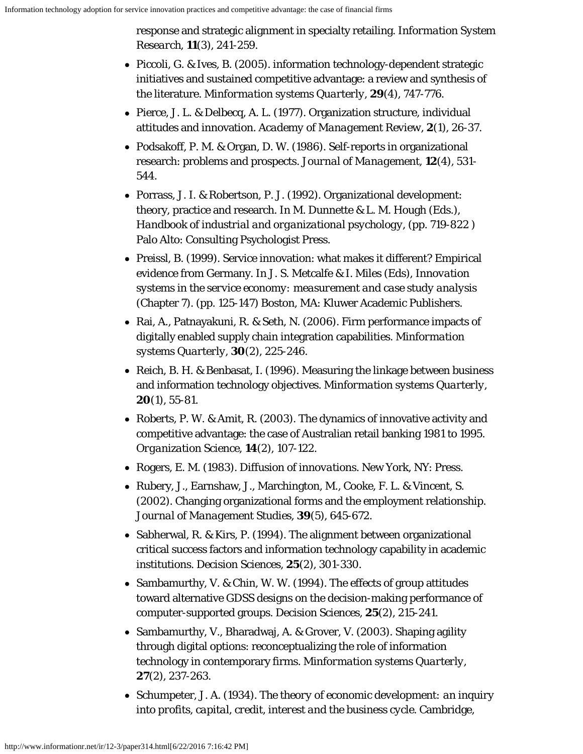response and strategic alignment in specialty retailing. *Information System Research*, **11**(3), 241-259.

- Piccoli, G. & Ives, B. (2005). information technology-dependent strategic initiatives and sustained competitive advantage: a review and synthesis of the literature. *Minformation systems Quarterly*, **29**(4), 747-776.
- Pierce, J. L. & Delbecq, A. L. (1977). Organization structure, individual attitudes and innovation. *Academy of Management Review*, **2**(1), 26-37.
- Podsakoff, P. M. & Organ, D. W. (1986). Self-reports in organizational research: problems and prospects. *Journal of Management*, **12**(4), 531-544.
- Porrass, J. I. & Robertson, P. J. (1992). Organizational development: theory, practice and research. In M. Dunnette & L. M. Hough (Eds.), *Handbook of industrial and organizational psychology*, (pp. 719-822 ) Palo Alto: Consulting Psychologist Press.
- Preissl, B. (1999). Service innovation: what makes it different? Empirical evidence from Germany. In J. S. Metcalfe & I. Miles (Eds), *Innovation systems in the service economy: measurement and case study analysis* (Chapter 7). (pp. 125-147) Boston, MA: Kluwer Academic Publishers.
- Rai, A., Patnayakuni, R. & Seth, N. (2006). Firm performance impacts of digitally enabled supply chain integration capabilities. *Minformation systems Quarterly*, **30**(2), 225-246.
- Reich, B. H. & Benbasat, I. (1996). Measuring the linkage between business and information technology objectives. *Minformation systems Quarterly*, **20**(1), 55-81.
- Roberts, P. W. & Amit, R. (2003). The dynamics of innovative activity and competitive advantage: the case of Australian retail banking 1981 to 1995. *Organization Science*, **14**(2), 107-122.
- Rogers, E. M. (1983). *Diffusion of innovations*. New York, NY: Press.
- Rubery, J., Earnshaw, J., Marchington, M., Cooke, F. L. & Vincent, S. (2002). Changing organizational forms and the employment relationship. *Journal of Management Studies*, **39**(5), 645-672.
- Sabherwal, R. & Kirs, P. (1994). The alignment between organizational critical success factors and information technology capability in academic institutions. Decision Sciences, **25**(2), 301-330.
- Sambamurthy, V. & Chin, W. W. (1994). The effects of group attitudes toward alternative GDSS designs on the decision-making performance of computer-supported groups. Decision Sciences, **25**(2), 215-241.
- Sambamurthy, V., Bharadwaj, A. & Grover, V. (2003). Shaping agility through digital options: reconceptualizing the role of information technology in contemporary firms. *Minformation systems Quarterly*, **27**(2), 237-263.
- Schumpeter, J. A. (1934). *The theory of economic development: an inquiry into profits, capital, credit, interest and the business cycle*. Cambridge,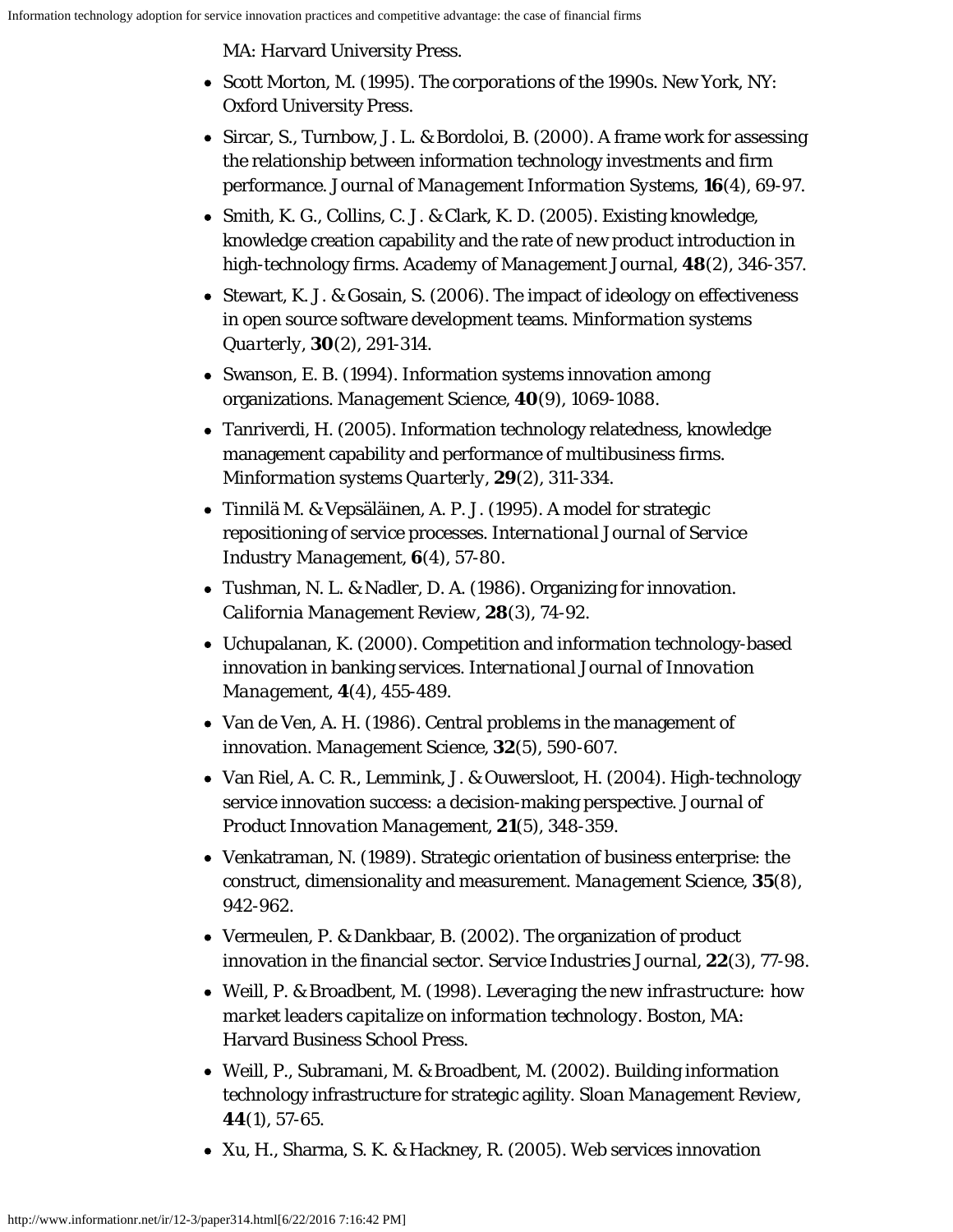MA: Harvard University Press.

- Scott Morton, M. (1995). *The corporations of the 1990s*. New York, NY: Oxford University Press.
- Sircar, S., Turnbow, J. L. & Bordoloi, B. (2000). A frame work for assessing the relationship between information technology investments and firm performance. *Journal of Management Information Systems*, **16**(4), 69-97.
- Smith, K. G., Collins, C. J. & Clark, K. D. (2005). Existing knowledge, knowledge creation capability and the rate of new product introduction in high-technology firms. *Academy of Management Journal*, **48**(2), 346-357.
- Stewart, K. J. & Gosain, S. (2006). The impact of ideology on effectiveness in open source software development teams. *Minformation systems Quarterly*, **30**(2), 291-314.
- Swanson, E. B. (1994). Information systems innovation among organizations. *Management Science*, **40**(9), 1069-1088.
- Tanriverdi, H. (2005). Information technology relatedness, knowledge management capability and performance of multibusiness firms. *Minformation systems Quarterly*, **29**(2), 311-334.
- Tinnilä M. & Vepsäläinen, A. P. J. (1995). A model for strategic repositioning of service processes. *International Journal of Service Industry Management*, **6**(4), 57-80.
- Tushman, N. L. & Nadler, D. A. (1986). Organizing for innovation. *California Management Review*, **28**(3), 74-92.
- Uchupalanan, K. (2000). Competition and information technology-based innovation in banking services. *International Journal of Innovation Management*, **4**(4), 455-489.
- Van de Ven, A. H. (1986). Central problems in the management of innovation. *Management Science*, **32**(5), 590-607.
- Van Riel, A. C. R., Lemmink, J. & Ouwersloot, H. (2004). High-technology service innovation success: a decision-making perspective. *Journal of Product Innovation Management*, **21**(5), 348-359.
- Venkatraman, N. (1989). Strategic orientation of business enterprise: the construct, dimensionality and measurement. *Management Science*, **35**(8), 942-962.
- Vermeulen, P. & Dankbaar, B. (2002). The organization of product innovation in the financial sector. *Service Industries Journal*, **22**(3), 77-98.
- Weill, P. & Broadbent, M. (1998). *Leveraging the new infrastructure: how market leaders capitalize on information technology*. Boston, MA: Harvard Business School Press.
- Weill, P., Subramani, M. & Broadbent, M. (2002). Building information technology infrastructure for strategic agility. *Sloan Management Review*, **44**(1), 57-65.
- Xu, H., Sharma, S. K. & Hackney, R. (2005). Web services innovation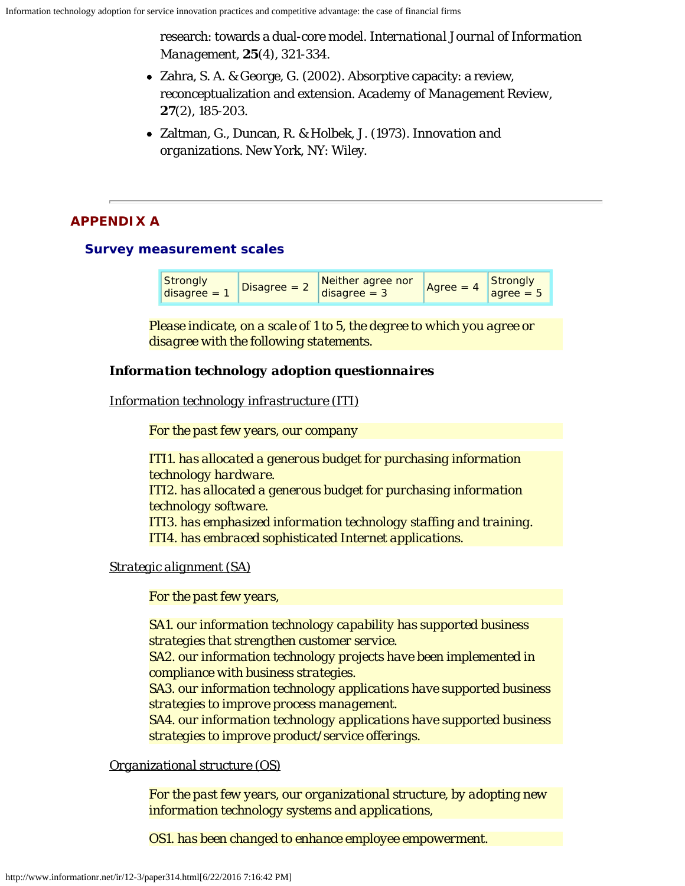research: towards a dual-core model. *International Journal of Information Management*, **25**(4), 321-334.

- Zahra, S. A. & George, G. (2002). Absorptive capacity: a review, reconceptualization and extension. *Academy of Management Review*, **27**(2), 185-203.
- Zaltman, G., Duncan, R. & Holbek, J. (1973). *Innovation and organizations*. New York, NY: Wiley.

---

## APPENDIX A

### Survey measurement scales

| Strongly disagree = 1 | Disagree = 2 | Neither agree nor disagree = 3 | Agree = 4 | Strongly agree = 5 |
|---|---|---|---|---|

Please indicate, on a scale of 1 to 5, the degree to which you agree or disagree with the following statements.

#### Information technology adoption questionnaires

Information technology infrastructure (ITI)

For the past few years, our company

ITI1. has allocated a generous budget for purchasing information technology hardware.
ITI2. has allocated a generous budget for purchasing information technology software.
ITI3. has emphasized information technology staffing and training.
ITI4. has embraced sophisticated Internet applications.

Strategic alignment (SA)

For the past few years,

SA1. our information technology capability has supported business strategies that strengthen customer service.
SA2. our information technology projects have been implemented in compliance with business strategies.
SA3. our information technology applications have supported business strategies to improve process management.
SA4. our information technology applications have supported business strategies to improve product/service offerings.

Organizational structure (OS)

For the past few years, our organizational structure, by adopting new information technology systems and applications,

OS1. has been changed to enhance employee empowerment.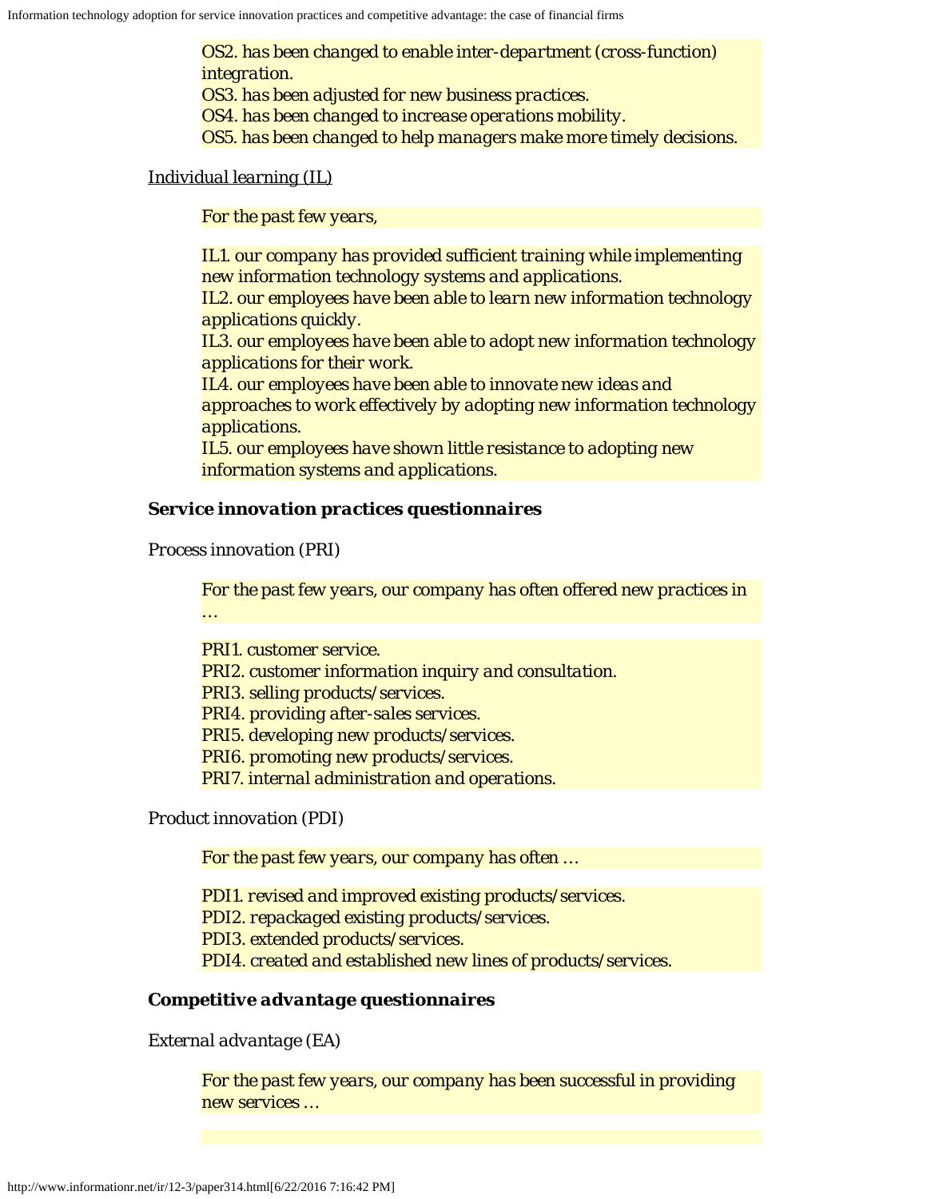*OS2. has been changed to enable inter-department (cross-function) integration.*
*OS3. has been adjusted for new business practices.*
*OS4. has been changed to increase operations mobility.*
*OS5. has been changed to help managers make more timely decisions.*

Individual learning (IL)

*For the past few years,*

*IL1. our company has provided sufficient training while implementing new information technology systems and applications.*
*IL2. our employees have been able to learn new information technology applications quickly.*
*IL3. our employees have been able to adopt new information technology applications for their work.*
*IL4. our employees have been able to innovate new ideas and approaches to work effectively by adopting new information technology applications.*
*IL5. our employees have shown little resistance to adopting new information systems and applications.*

**Service innovation practices questionnaires**

Process innovation (PRI)

*For the past few years, our company has often offered new practices in …*

*PRI1. customer service.*
*PRI2. customer information inquiry and consultation.*
*PRI3. selling products/services.*
*PRI4. providing after-sales services.*
*PRI5. developing new products/services.*
*PRI6. promoting new products/services.*
*PRI7. internal administration and operations.*

Product innovation (PDI)

*For the past few years, our company has often …*

*PDI1. revised and improved existing products/services.*
*PDI2. repackaged existing products/services.*
*PDI3. extended products/services.*
*PDI4. created and established new lines of products/services.*

**Competitive advantage questionnaires**

External advantage (EA)

*For the past few years, our company has been successful in providing new services …*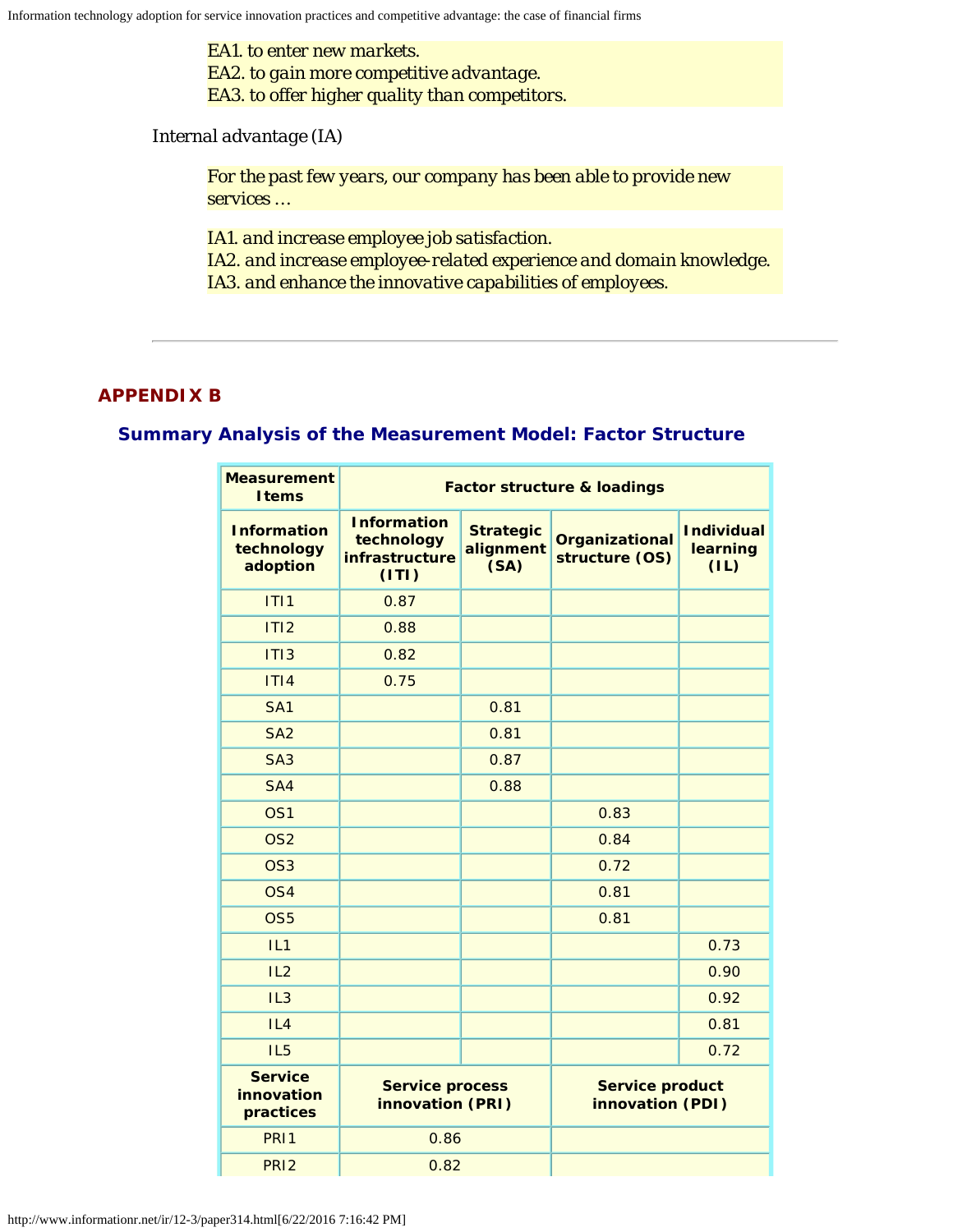*EA1. to enter new markets.*
*EA2. to gain more competitive advantage.*
*EA3. to offer higher quality than competitors.*

Internal advantage (IA)

*For the past few years, our company has been able to provide new services …*

*IA1. and increase employee job satisfaction.*
*IA2. and increase employee-related experience and domain knowledge.*
*IA3. and enhance the innovative capabilities of employees.*

---

## APPENDIX B

### Summary Analysis of the Measurement Model: Factor Structure

| Measurement Items | Factor structure & loadings | | | |
|---|---|---|---|---|
| **Information technology adoption** | **Information technology infrastructure (ITI)** | **Strategic alignment (SA)** | **Organizational structure (OS)** | **Individual learning (IL)** |
| ITI1 | 0.87 | | | |
| ITI2 | 0.88 | | | |
| ITI3 | 0.82 | | | |
| ITI4 | 0.75 | | | |
| SA1 | | 0.81 | | |
| SA2 | | 0.81 | | |
| SA3 | | 0.87 | | |
| SA4 | | 0.88 | | |
| OS1 | | | 0.83 | |
| OS2 | | | 0.84 | |
| OS3 | | | 0.72 | |
| OS4 | | | 0.81 | |
| OS5 | | | 0.81 | |
| IL1 | | | | 0.73 |
| IL2 | | | | 0.90 |
| IL3 | | | | 0.92 |
| IL4 | | | | 0.81 |
| IL5 | | | | 0.72 |
| **Service innovation practices** | **Service process innovation (PRI)** | | **Service product innovation (PDI)** | |
| PRI1 | 0.86 | | | |
| PRI2 | 0.82 | | | |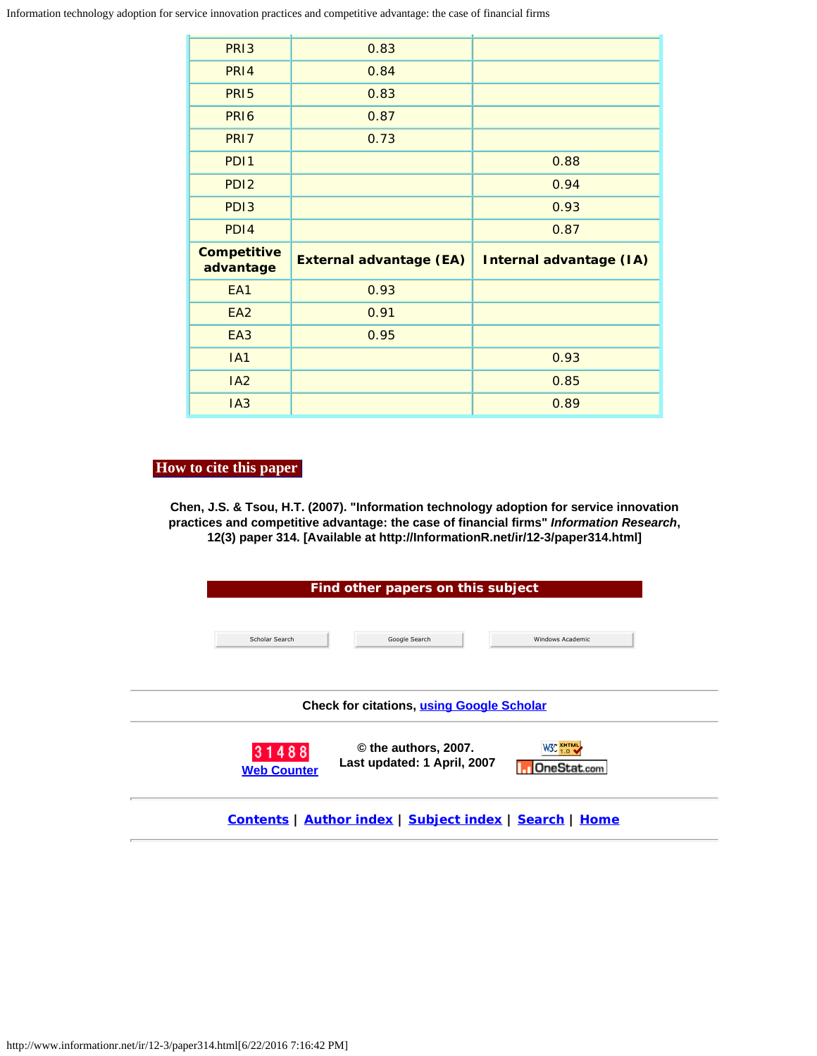| | | |
|---|---|---|
| PRI3 | 0.83 | |
| PRI4 | 0.84 | |
| PRI5 | 0.83 | |
| PRI6 | 0.87 | |
| PRI7 | 0.73 | |
| PDI1 | | 0.88 |
| PDI2 | | 0.94 |
| PDI3 | | 0.93 |
| PDI4 | | 0.87 |
| **Competitive advantage** | **External advantage (EA)** | **Internal advantage (IA)** |
| EA1 | 0.93 | |
| EA2 | 0.91 | |
| EA3 | 0.95 | |
| IA1 | | 0.93 |
| IA2 | | 0.85 |
| IA3 | | 0.89 |

## How to cite this paper

**Chen, J.S. & Tsou, H.T. (2007). "Information technology adoption for service innovation practices and competitive advantage: the case of financial firms" *Information Research*, 12(3) paper 314. [Available at http://InformationR.net/ir/12-3/paper314.html]**

**Find other papers on this subject**

Scholar Search | Google Search | Windows Academic

**Check for citations, using Google Scholar**

31488 Web Counter

**© the authors, 2007.**
**Last updated: 1 April, 2007**

**Contents | Author index | Subject index | Search | Home**